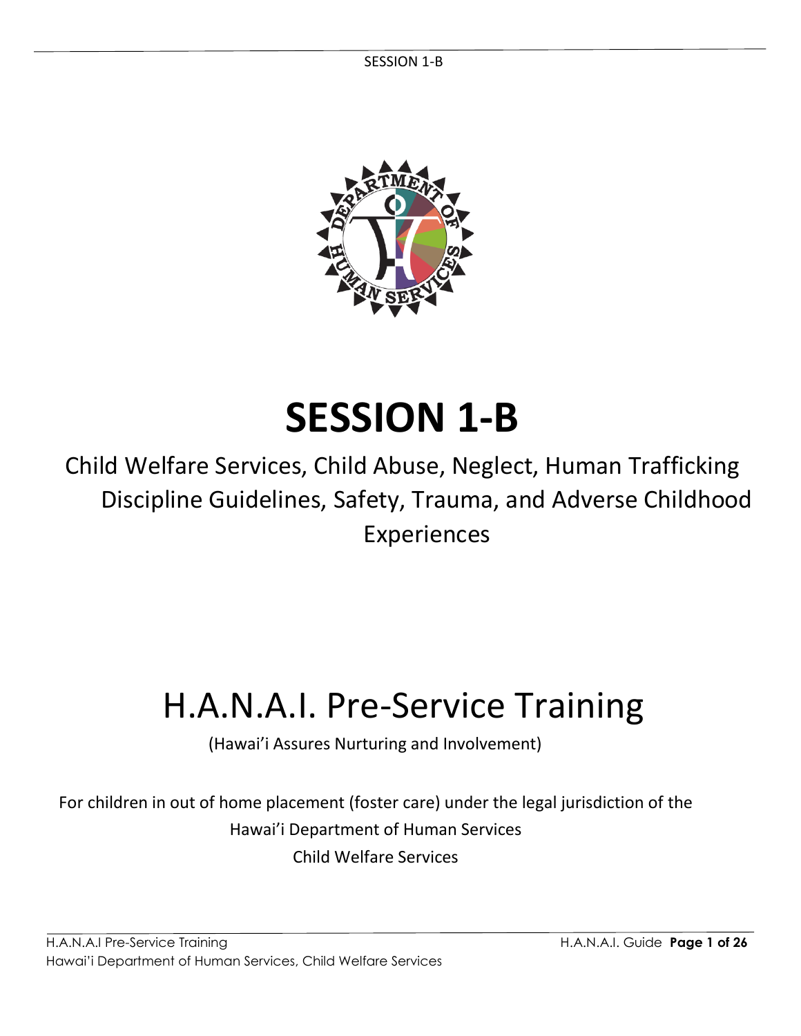# SESSION 1-B

Child Welfare Services, Child Abuse, Neglect, Human Trafficking Discipline Guidelines, Safety, Trauma, and Adverse Childhood Experiences

# H.A.N.A.I. Pre-Service Training

(Hawai'i Assures Nurturing and Involvement)

For children in out of home placement (foster care) under the legal jurisdiction of the Hawai'i Department of Human Services Child Welfare Services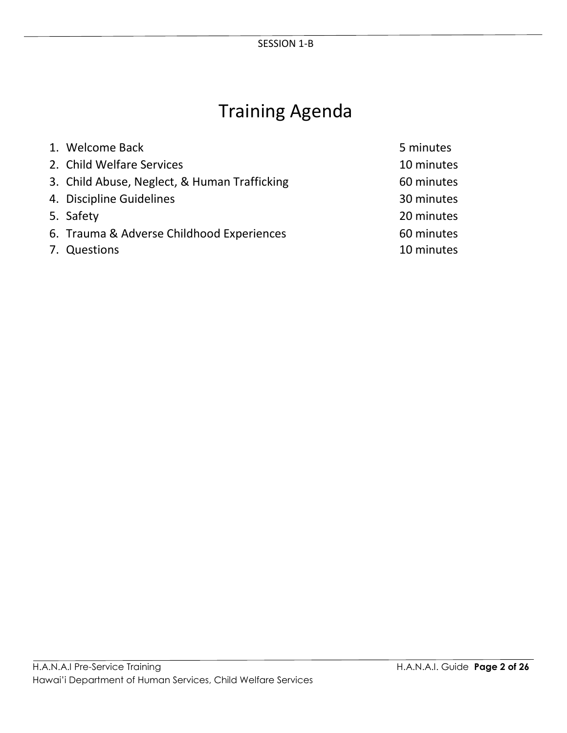SESSION 1-B

# Training Agenda

1. Welcome Back — 5 minutes
2. Child Welfare Services — 10 minutes
3. Child Abuse, Neglect, & Human Trafficking — 60 minutes
4. Discipline Guidelines — 30 minutes
5. Safety — 20 minutes
6. Trauma & Adverse Childhood Experiences — 60 minutes
7. Questions — 10 minutes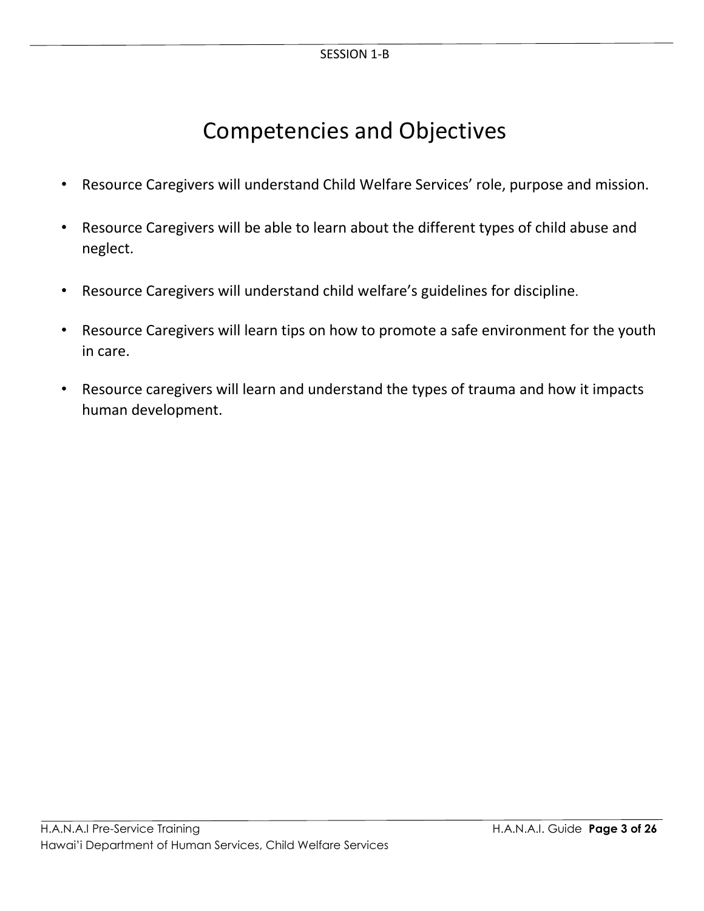# Competencies and Objectives

- Resource Caregivers will understand Child Welfare Services' role, purpose and mission.
- Resource Caregivers will be able to learn about the different types of child abuse and neglect.
- Resource Caregivers will understand child welfare's guidelines for discipline.
- Resource Caregivers will learn tips on how to promote a safe environment for the youth in care.
- Resource caregivers will learn and understand the types of trauma and how it impacts human development.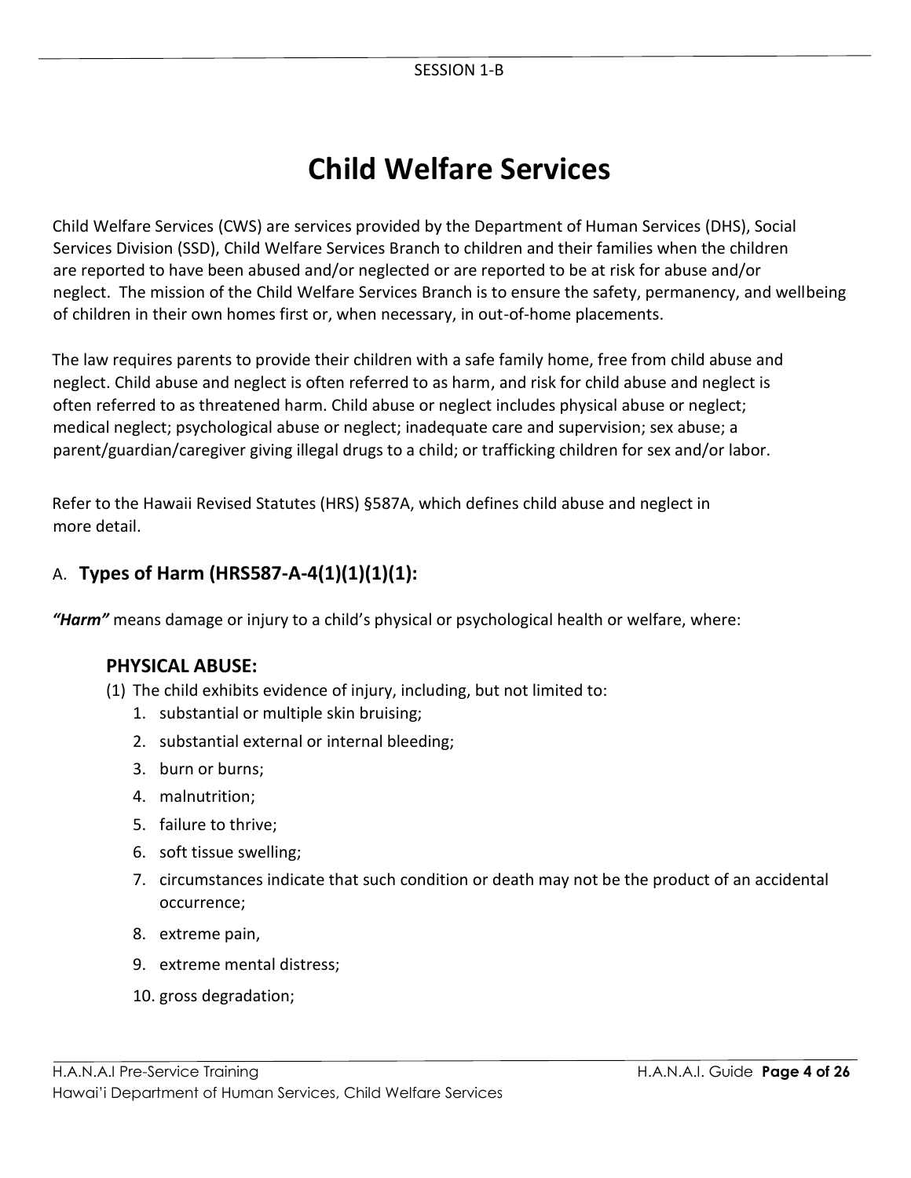# Child Welfare Services

Child Welfare Services (CWS) are services provided by the Department of Human Services (DHS), Social Services Division (SSD), Child Welfare Services Branch to children and their families when the children are reported to have been abused and/or neglected or are reported to be at risk for abuse and/or neglect. The mission of the Child Welfare Services Branch is to ensure the safety, permanency, and wellbeing of children in their own homes first or, when necessary, in out-of-home placements.

The law requires parents to provide their children with a safe family home, free from child abuse and neglect. Child abuse and neglect is often referred to as harm, and risk for child abuse and neglect is often referred to as threatened harm. Child abuse or neglect includes physical abuse or neglect; medical neglect; psychological abuse or neglect; inadequate care and supervision; sex abuse; a parent/guardian/caregiver giving illegal drugs to a child; or trafficking children for sex and/or labor.

Refer to the Hawaii Revised Statutes (HRS) §587A, which defines child abuse and neglect in more detail.

## A. Types of Harm (HRS587-A-4(1)(1)(1)(1):

***"Harm"*** means damage or injury to a child's physical or psychological health or welfare, where:

### PHYSICAL ABUSE:

(1) The child exhibits evidence of injury, including, but not limited to:

1. substantial or multiple skin bruising;
2. substantial external or internal bleeding;
3. burn or burns;
4. malnutrition;
5. failure to thrive;
6. soft tissue swelling;
7. circumstances indicate that such condition or death may not be the product of an accidental occurrence;
8. extreme pain,
9. extreme mental distress;
10. gross degradation;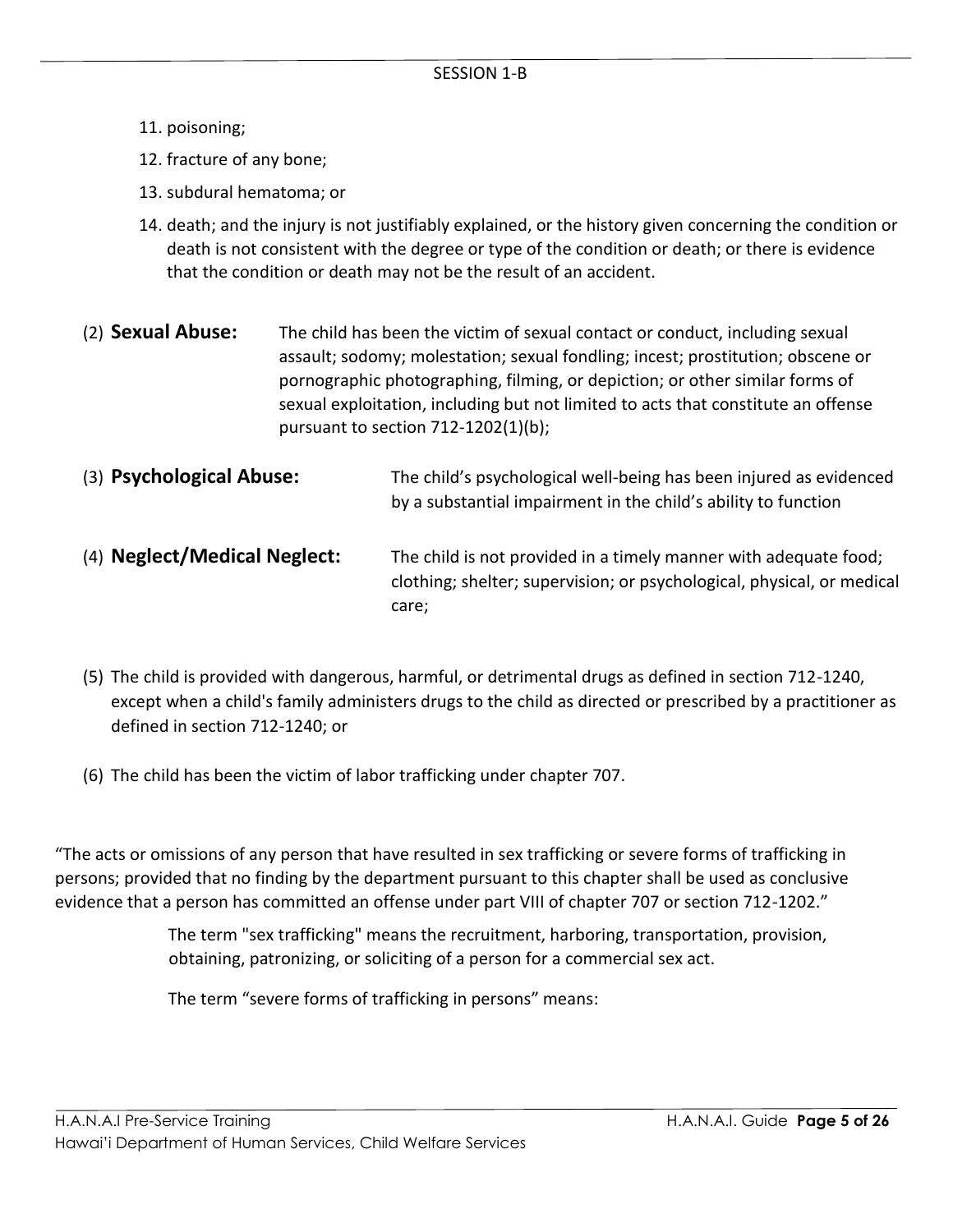11. poisoning;
12. fracture of any bone;
13. subdural hematoma; or
14. death; and the injury is not justifiably explained, or the history given concerning the condition or death is not consistent with the degree or type of the condition or death; or there is evidence that the condition or death may not be the result of an accident.

(2) **Sexual Abuse:** The child has been the victim of sexual contact or conduct, including sexual assault; sodomy; molestation; sexual fondling; incest; prostitution; obscene or pornographic photographing, filming, or depiction; or other similar forms of sexual exploitation, including but not limited to acts that constitute an offense pursuant to section 712-1202(1)(b);

(3) **Psychological Abuse:** The child's psychological well-being has been injured as evidenced by a substantial impairment in the child's ability to function

(4) **Neglect/Medical Neglect:** The child is not provided in a timely manner with adequate food; clothing; shelter; supervision; or psychological, physical, or medical care;

(5) The child is provided with dangerous, harmful, or detrimental drugs as defined in section 712-1240, except when a child's family administers drugs to the child as directed or prescribed by a practitioner as defined in section 712-1240; or

(6) The child has been the victim of labor trafficking under chapter 707.

"The acts or omissions of any person that have resulted in sex trafficking or severe forms of trafficking in persons; provided that no finding by the department pursuant to this chapter shall be used as conclusive evidence that a person has committed an offense under part VIII of chapter 707 or section 712-1202."

The term "sex trafficking" means the recruitment, harboring, transportation, provision, obtaining, patronizing, or soliciting of a person for a commercial sex act.

The term "severe forms of trafficking in persons" means: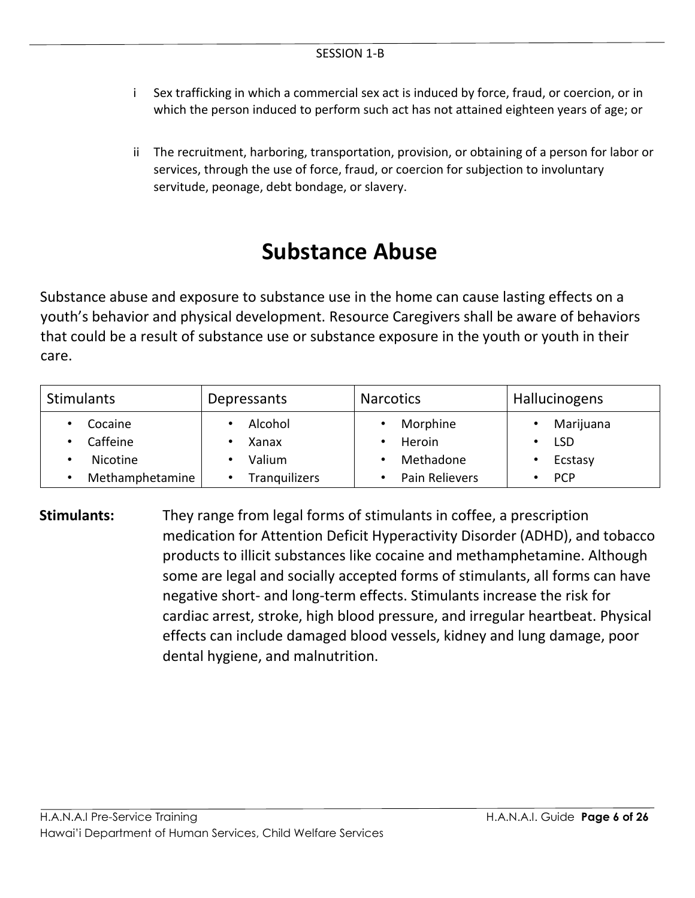i Sex trafficking in which a commercial sex act is induced by force, fraud, or coercion, or in which the person induced to perform such act has not attained eighteen years of age; or

ii The recruitment, harboring, transportation, provision, or obtaining of a person for labor or services, through the use of force, fraud, or coercion for subjection to involuntary servitude, peonage, debt bondage, or slavery.

# Substance Abuse

Substance abuse and exposure to substance use in the home can cause lasting effects on a youth's behavior and physical development. Resource Caregivers shall be aware of behaviors that could be a result of substance use or substance exposure in the youth or youth in their care.

| Stimulants | Depressants | Narcotics | Hallucinogens |
|---|---|---|---|
| • Cocaine<br>• Caffeine<br>• Nicotine<br>• Methamphetamine | • Alcohol<br>• Xanax<br>• Valium<br>• Tranquilizers | • Morphine<br>• Heroin<br>• Methadone<br>• Pain Relievers | • Marijuana<br>• LSD<br>• Ecstasy<br>• PCP |

**Stimulants:** They range from legal forms of stimulants in coffee, a prescription medication for Attention Deficit Hyperactivity Disorder (ADHD), and tobacco products to illicit substances like cocaine and methamphetamine. Although some are legal and socially accepted forms of stimulants, all forms can have negative short- and long-term effects. Stimulants increase the risk for cardiac arrest, stroke, high blood pressure, and irregular heartbeat. Physical effects can include damaged blood vessels, kidney and lung damage, poor dental hygiene, and malnutrition.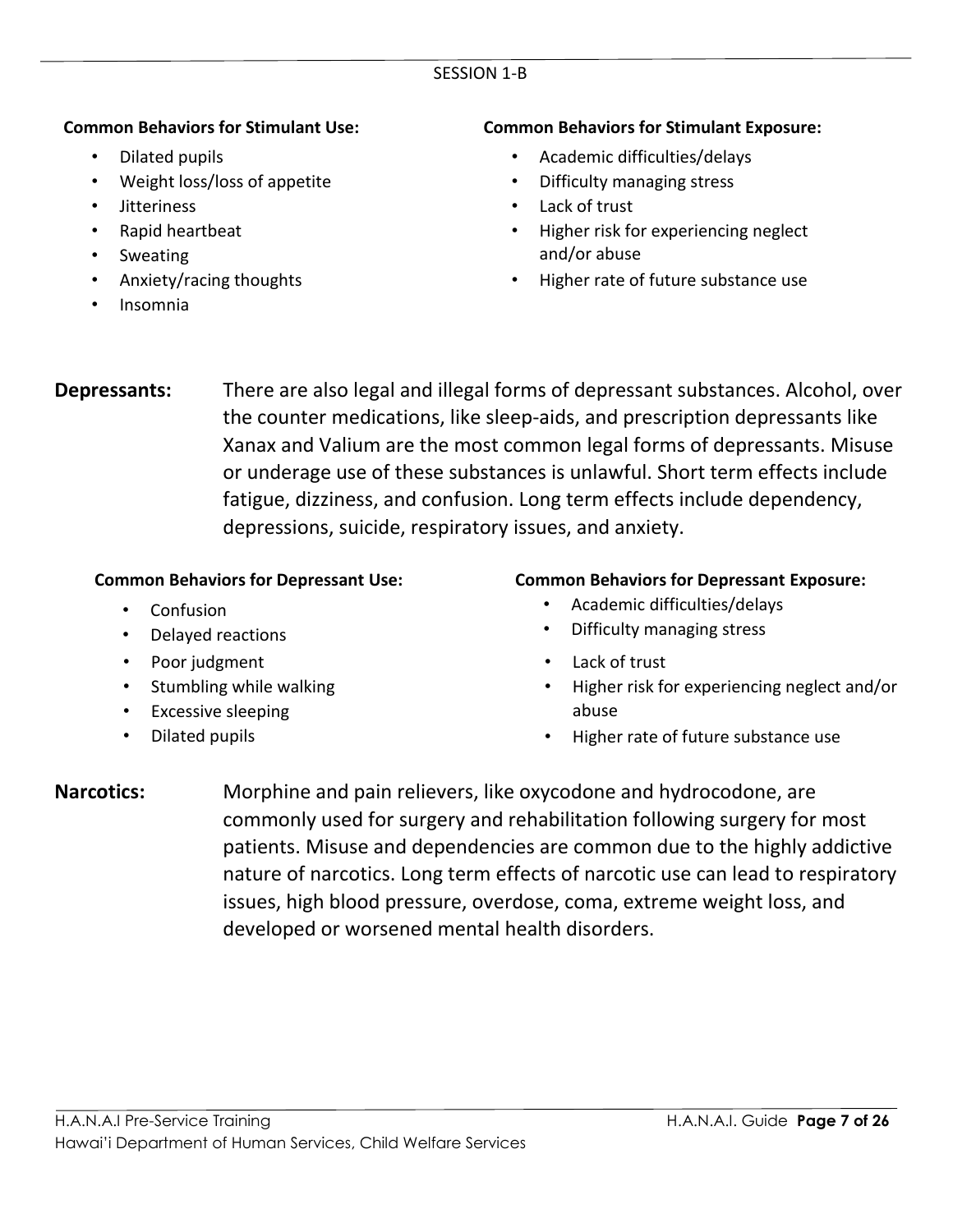**Common Behaviors for Stimulant Use:**

- Dilated pupils
- Weight loss/loss of appetite
- Jitteriness
- Rapid heartbeat
- Sweating
- Anxiety/racing thoughts
- Insomnia

**Common Behaviors for Stimulant Exposure:**

- Academic difficulties/delays
- Difficulty managing stress
- Lack of trust
- Higher risk for experiencing neglect and/or abuse
- Higher rate of future substance use

**Depressants:** There are also legal and illegal forms of depressant substances. Alcohol, over the counter medications, like sleep-aids, and prescription depressants like Xanax and Valium are the most common legal forms of depressants. Misuse or underage use of these substances is unlawful. Short term effects include fatigue, dizziness, and confusion. Long term effects include dependency, depressions, suicide, respiratory issues, and anxiety.

**Common Behaviors for Depressant Use:**

- Confusion
- Delayed reactions
- Poor judgment
- Stumbling while walking
- Excessive sleeping
- Dilated pupils

**Common Behaviors for Depressant Exposure:**

- Academic difficulties/delays
- Difficulty managing stress
- Lack of trust
- Higher risk for experiencing neglect and/or abuse
- Higher rate of future substance use

**Narcotics:** Morphine and pain relievers, like oxycodone and hydrocodone, are commonly used for surgery and rehabilitation following surgery for most patients. Misuse and dependencies are common due to the highly addictive nature of narcotics. Long term effects of narcotic use can lead to respiratory issues, high blood pressure, overdose, coma, extreme weight loss, and developed or worsened mental health disorders.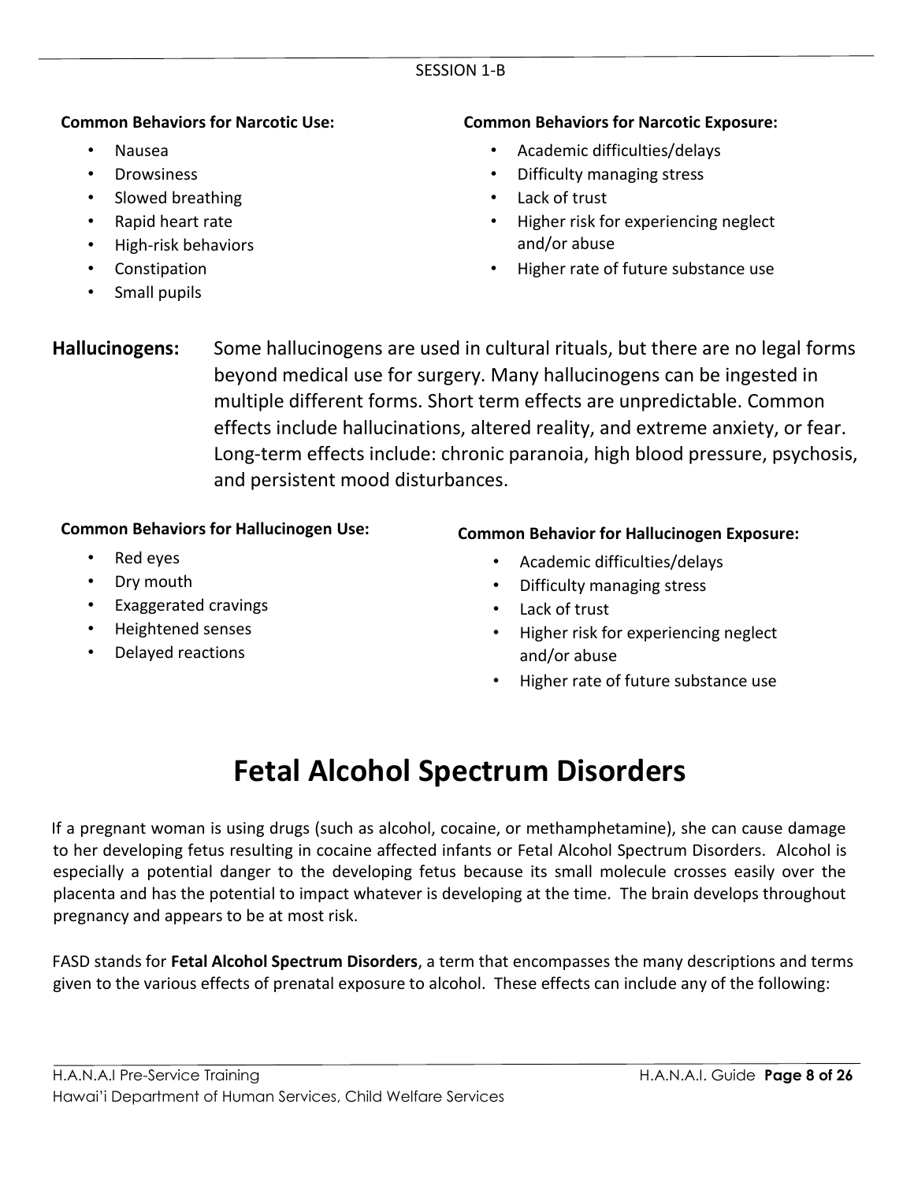**Common Behaviors for Narcotic Use:**

- Nausea
- Drowsiness
- Slowed breathing
- Rapid heart rate
- High-risk behaviors
- Constipation
- Small pupils

**Common Behaviors for Narcotic Exposure:**

- Academic difficulties/delays
- Difficulty managing stress
- Lack of trust
- Higher risk for experiencing neglect and/or abuse
- Higher rate of future substance use

**Hallucinogens:** Some hallucinogens are used in cultural rituals, but there are no legal forms beyond medical use for surgery. Many hallucinogens can be ingested in multiple different forms. Short term effects are unpredictable. Common effects include hallucinations, altered reality, and extreme anxiety, or fear. Long-term effects include: chronic paranoia, high blood pressure, psychosis, and persistent mood disturbances.

**Common Behaviors for Hallucinogen Use:**

- Red eyes
- Dry mouth
- Exaggerated cravings
- Heightened senses
- Delayed reactions

**Common Behavior for Hallucinogen Exposure:**

- Academic difficulties/delays
- Difficulty managing stress
- Lack of trust
- Higher risk for experiencing neglect and/or abuse
- Higher rate of future substance use

# Fetal Alcohol Spectrum Disorders

If a pregnant woman is using drugs (such as alcohol, cocaine, or methamphetamine), she can cause damage to her developing fetus resulting in cocaine affected infants or Fetal Alcohol Spectrum Disorders. Alcohol is especially a potential danger to the developing fetus because its small molecule crosses easily over the placenta and has the potential to impact whatever is developing at the time. The brain develops throughout pregnancy and appears to be at most risk.

FASD stands for **Fetal Alcohol Spectrum Disorders**, a term that encompasses the many descriptions and terms given to the various effects of prenatal exposure to alcohol. These effects can include any of the following: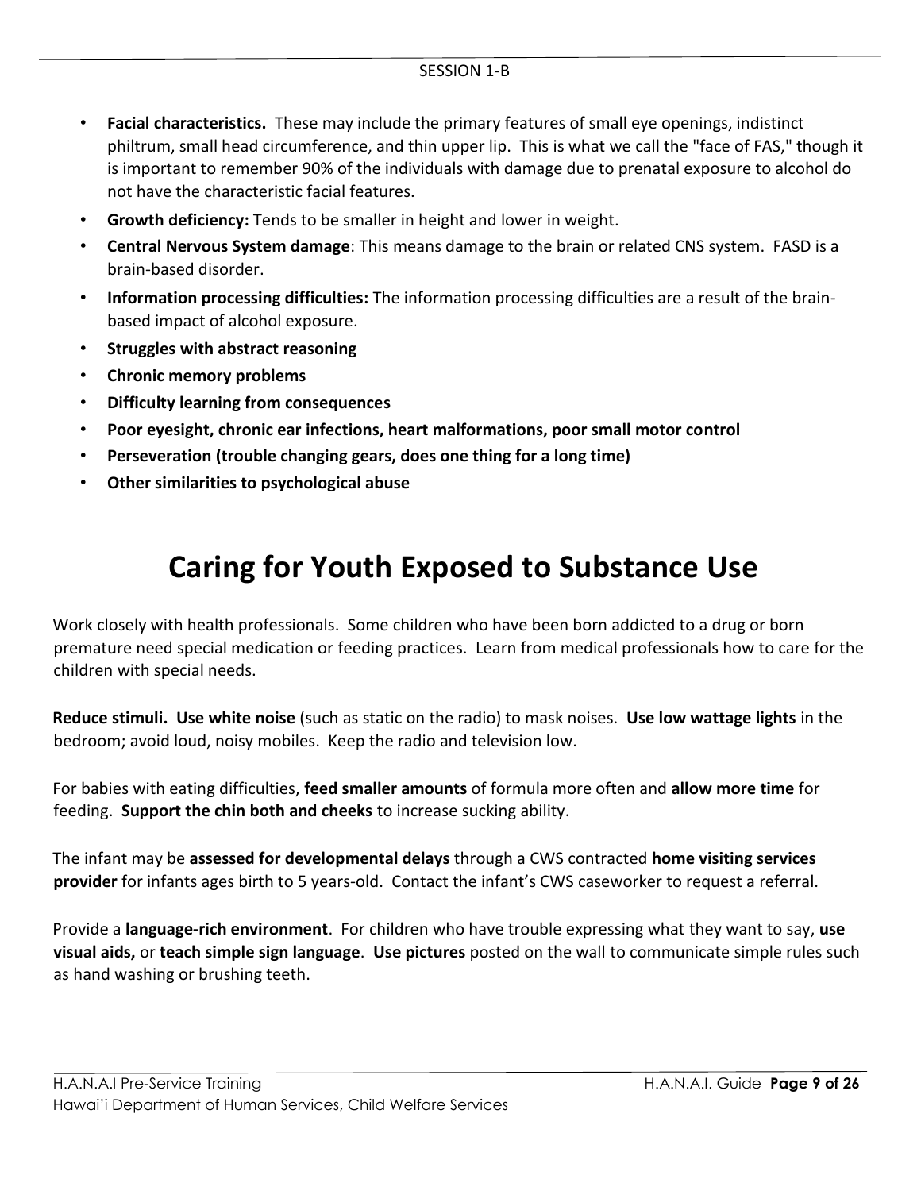- **Facial characteristics.** These may include the primary features of small eye openings, indistinct philtrum, small head circumference, and thin upper lip. This is what we call the "face of FAS," though it is important to remember 90% of the individuals with damage due to prenatal exposure to alcohol do not have the characteristic facial features.
- **Growth deficiency:** Tends to be smaller in height and lower in weight.
- **Central Nervous System damage**: This means damage to the brain or related CNS system. FASD is a brain-based disorder.
- **Information processing difficulties:** The information processing difficulties are a result of the brain-based impact of alcohol exposure.
- **Struggles with abstract reasoning**
- **Chronic memory problems**
- **Difficulty learning from consequences**
- **Poor eyesight, chronic ear infections, heart malformations, poor small motor control**
- **Perseveration (trouble changing gears, does one thing for a long time)**
- **Other similarities to psychological abuse**

# Caring for Youth Exposed to Substance Use

Work closely with health professionals. Some children who have been born addicted to a drug or born premature need special medication or feeding practices. Learn from medical professionals how to care for the children with special needs.

**Reduce stimuli. Use white noise** (such as static on the radio) to mask noises. **Use low wattage lights** in the bedroom; avoid loud, noisy mobiles. Keep the radio and television low.

For babies with eating difficulties, **feed smaller amounts** of formula more often and **allow more time** for feeding. **Support the chin both and cheeks** to increase sucking ability.

The infant may be **assessed for developmental delays** through a CWS contracted **home visiting services provider** for infants ages birth to 5 years-old. Contact the infant's CWS caseworker to request a referral.

Provide a **language-rich environment**. For children who have trouble expressing what they want to say, **use visual aids,** or **teach simple sign language**. **Use pictures** posted on the wall to communicate simple rules such as hand washing or brushing teeth.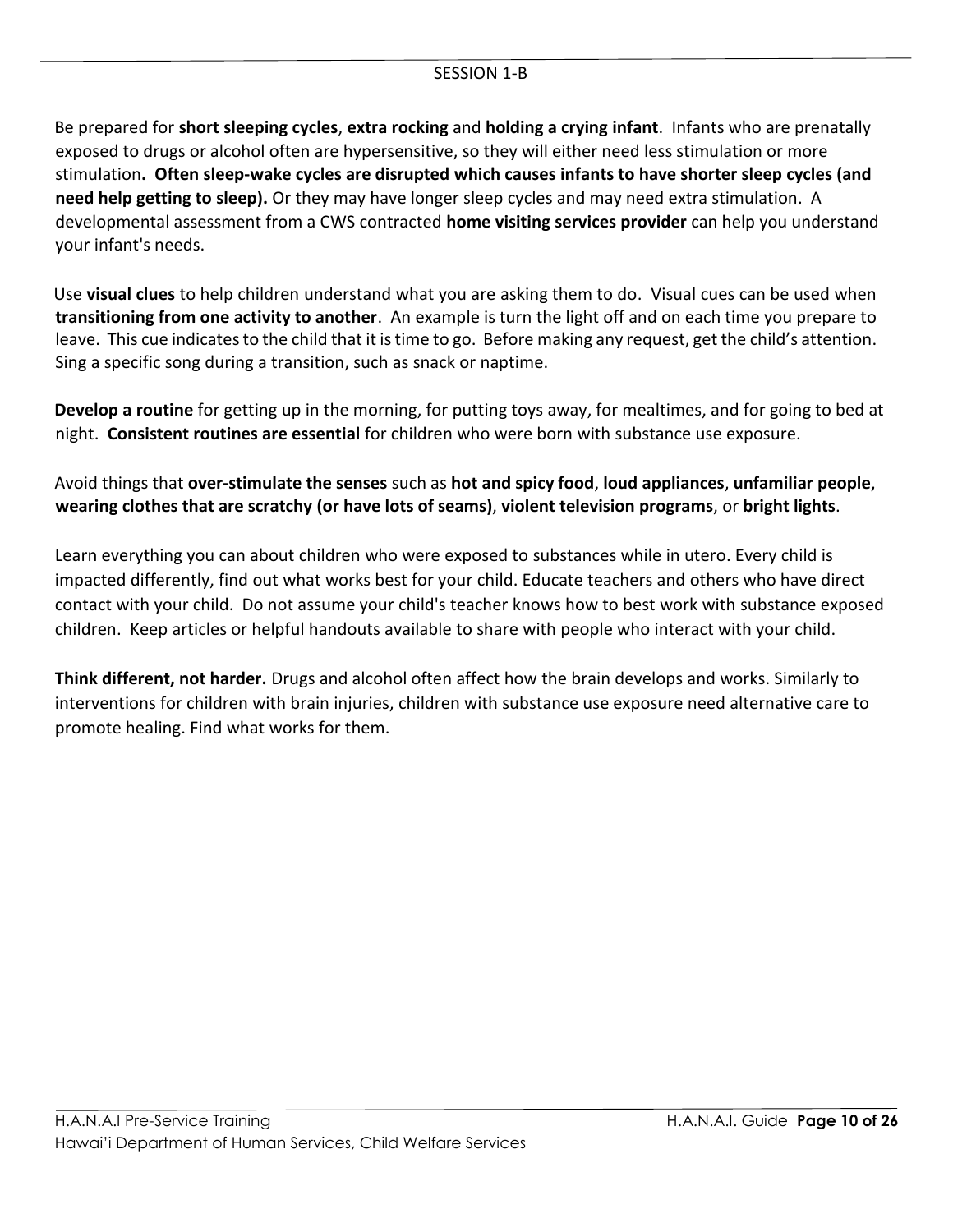Be prepared for **short sleeping cycles**, **extra rocking** and **holding a crying infant**. Infants who are prenatally exposed to drugs or alcohol often are hypersensitive, so they will either need less stimulation or more stimulation**. Often sleep-wake cycles are disrupted which causes infants to have shorter sleep cycles (and need help getting to sleep).** Or they may have longer sleep cycles and may need extra stimulation. A developmental assessment from a CWS contracted **home visiting services provider** can help you understand your infant's needs.

Use **visual clues** to help children understand what you are asking them to do. Visual cues can be used when **transitioning from one activity to another**. An example is turn the light off and on each time you prepare to leave. This cue indicates to the child that it is time to go. Before making any request, get the child's attention. Sing a specific song during a transition, such as snack or naptime.

**Develop a routine** for getting up in the morning, for putting toys away, for mealtimes, and for going to bed at night. **Consistent routines are essential** for children who were born with substance use exposure.

Avoid things that **over-stimulate the senses** such as **hot and spicy food**, **loud appliances**, **unfamiliar people**, **wearing clothes that are scratchy (or have lots of seams)**, **violent television programs**, or **bright lights**.

Learn everything you can about children who were exposed to substances while in utero. Every child is impacted differently, find out what works best for your child. Educate teachers and others who have direct contact with your child. Do not assume your child's teacher knows how to best work with substance exposed children. Keep articles or helpful handouts available to share with people who interact with your child.

**Think different, not harder.** Drugs and alcohol often affect how the brain develops and works. Similarly to interventions for children with brain injuries, children with substance use exposure need alternative care to promote healing. Find what works for them.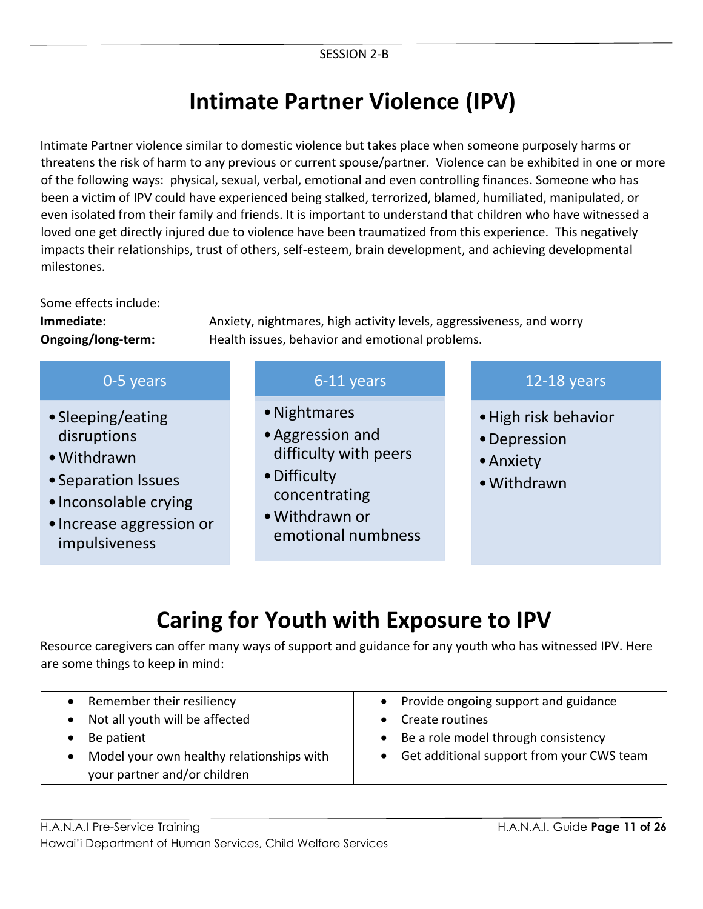SESSION 2-B

# Intimate Partner Violence (IPV)

Intimate Partner violence similar to domestic violence but takes place when someone purposely harms or threatens the risk of harm to any previous or current spouse/partner. Violence can be exhibited in one or more of the following ways: physical, sexual, verbal, emotional and even controlling finances. Someone who has been a victim of IPV could have experienced being stalked, terrorized, blamed, humiliated, manipulated, or even isolated from their family and friends. It is important to understand that children who have witnessed a loved one get directly injured due to violence have been traumatized from this experience. This negatively impacts their relationships, trust of others, self-esteem, brain development, and achieving developmental milestones.

Some effects include:

**Immediate:** Anxiety, nightmares, high activity levels, aggressiveness, and worry

**Ongoing/long-term:** Health issues, behavior and emotional problems.

| 0-5 years | 6-11 years | 12-18 years |
|---|---|---|
| • Sleeping/eating disruptions<br>• Withdrawn<br>• Separation Issues<br>• Inconsolable crying<br>• Increase aggression or impulsiveness | • Nightmares<br>• Aggression and difficulty with peers<br>• Difficulty concentrating<br>• Withdrawn or emotional numbness | • High risk behavior<br>• Depression<br>• Anxiety<br>• Withdrawn |

# Caring for Youth with Exposure to IPV

Resource caregivers can offer many ways of support and guidance for any youth who has witnessed IPV. Here are some things to keep in mind:

| | |
|---|---|
| • Remember their resiliency<br>• Not all youth will be affected<br>• Be patient<br>• Model your own healthy relationships with your partner and/or children | • Provide ongoing support and guidance<br>• Create routines<br>• Be a role model through consistency<br>• Get additional support from your CWS team |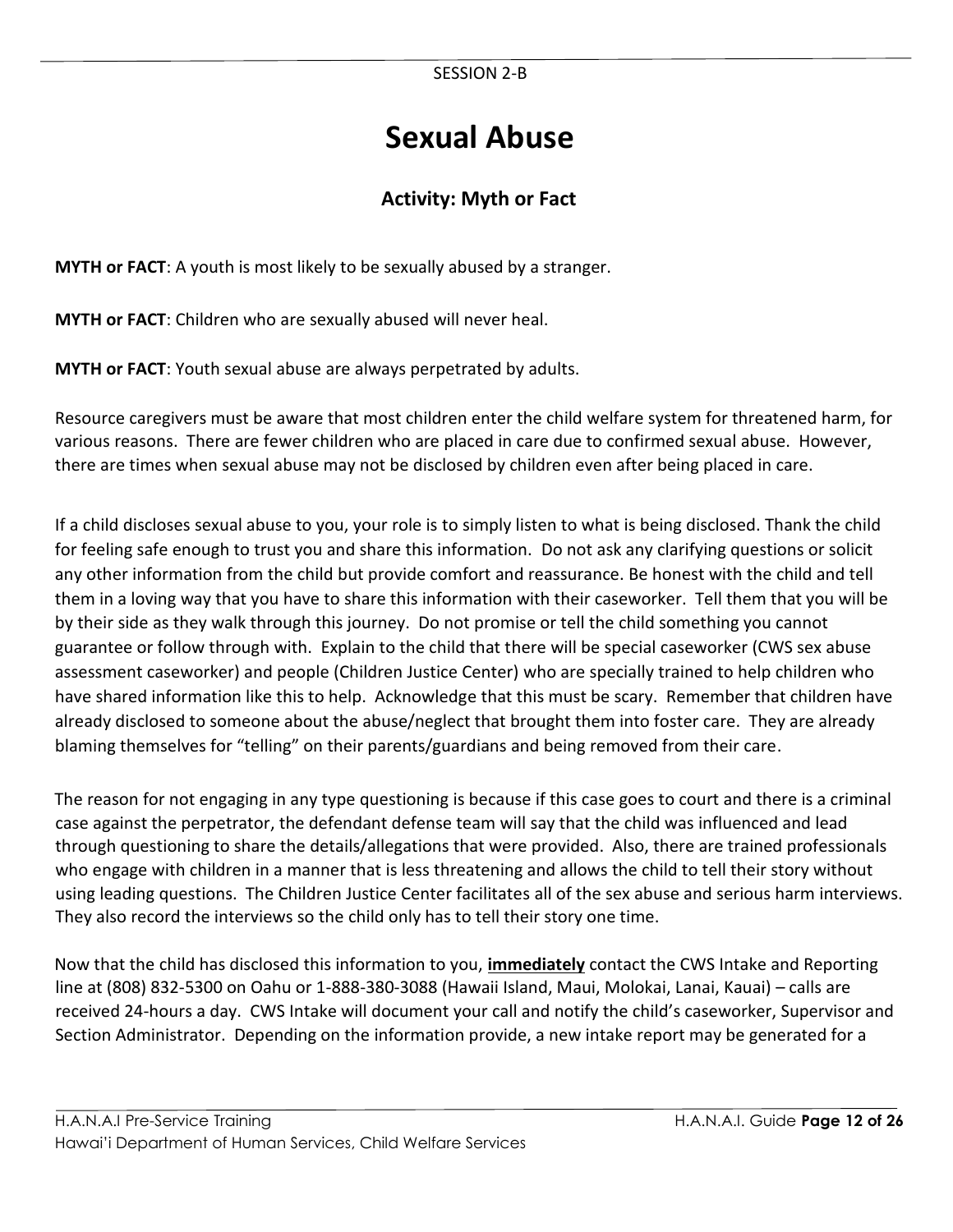SESSION 2-B

# Sexual Abuse

## Activity: Myth or Fact

**MYTH or FACT**: A youth is most likely to be sexually abused by a stranger.

**MYTH or FACT**: Children who are sexually abused will never heal.

**MYTH or FACT**: Youth sexual abuse are always perpetrated by adults.

Resource caregivers must be aware that most children enter the child welfare system for threatened harm, for various reasons. There are fewer children who are placed in care due to confirmed sexual abuse. However, there are times when sexual abuse may not be disclosed by children even after being placed in care.

If a child discloses sexual abuse to you, your role is to simply listen to what is being disclosed. Thank the child for feeling safe enough to trust you and share this information. Do not ask any clarifying questions or solicit any other information from the child but provide comfort and reassurance. Be honest with the child and tell them in a loving way that you have to share this information with their caseworker. Tell them that you will be by their side as they walk through this journey. Do not promise or tell the child something you cannot guarantee or follow through with. Explain to the child that there will be special caseworker (CWS sex abuse assessment caseworker) and people (Children Justice Center) who are specially trained to help children who have shared information like this to help. Acknowledge that this must be scary. Remember that children have already disclosed to someone about the abuse/neglect that brought them into foster care. They are already blaming themselves for "telling" on their parents/guardians and being removed from their care.

The reason for not engaging in any type questioning is because if this case goes to court and there is a criminal case against the perpetrator, the defendant defense team will say that the child was influenced and lead through questioning to share the details/allegations that were provided. Also, there are trained professionals who engage with children in a manner that is less threatening and allows the child to tell their story without using leading questions. The Children Justice Center facilitates all of the sex abuse and serious harm interviews. They also record the interviews so the child only has to tell their story one time.

Now that the child has disclosed this information to you, **immediately** contact the CWS Intake and Reporting line at (808) 832-5300 on Oahu or 1-888-380-3088 (Hawaii Island, Maui, Molokai, Lanai, Kauai) – calls are received 24-hours a day. CWS Intake will document your call and notify the child's caseworker, Supervisor and Section Administrator. Depending on the information provide, a new intake report may be generated for a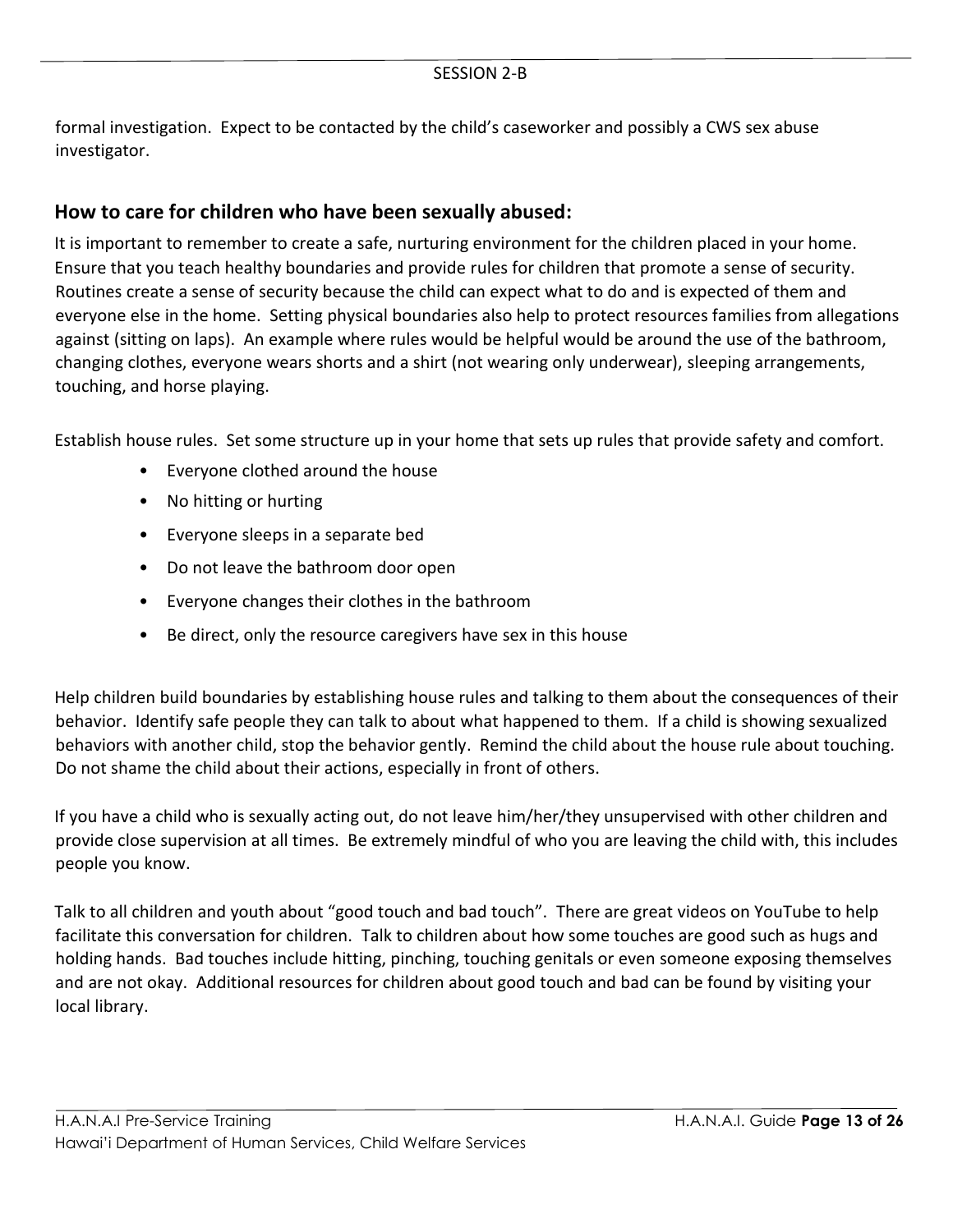formal investigation. Expect to be contacted by the child's caseworker and possibly a CWS sex abuse investigator.

## How to care for children who have been sexually abused:

It is important to remember to create a safe, nurturing environment for the children placed in your home. Ensure that you teach healthy boundaries and provide rules for children that promote a sense of security. Routines create a sense of security because the child can expect what to do and is expected of them and everyone else in the home. Setting physical boundaries also help to protect resources families from allegations against (sitting on laps). An example where rules would be helpful would be around the use of the bathroom, changing clothes, everyone wears shorts and a shirt (not wearing only underwear), sleeping arrangements, touching, and horse playing.

Establish house rules. Set some structure up in your home that sets up rules that provide safety and comfort.

- Everyone clothed around the house
- No hitting or hurting
- Everyone sleeps in a separate bed
- Do not leave the bathroom door open
- Everyone changes their clothes in the bathroom
- Be direct, only the resource caregivers have sex in this house

Help children build boundaries by establishing house rules and talking to them about the consequences of their behavior. Identify safe people they can talk to about what happened to them. If a child is showing sexualized behaviors with another child, stop the behavior gently. Remind the child about the house rule about touching. Do not shame the child about their actions, especially in front of others.

If you have a child who is sexually acting out, do not leave him/her/they unsupervised with other children and provide close supervision at all times. Be extremely mindful of who you are leaving the child with, this includes people you know.

Talk to all children and youth about "good touch and bad touch". There are great videos on YouTube to help facilitate this conversation for children. Talk to children about how some touches are good such as hugs and holding hands. Bad touches include hitting, pinching, touching genitals or even someone exposing themselves and are not okay. Additional resources for children about good touch and bad can be found by visiting your local library.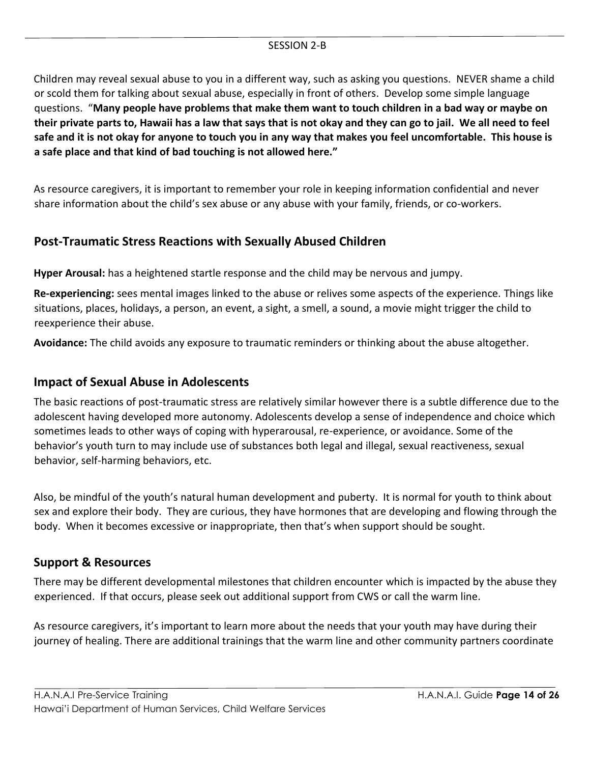Children may reveal sexual abuse to you in a different way, such as asking you questions. NEVER shame a child or scold them for talking about sexual abuse, especially in front of others. Develop some simple language questions. "**Many people have problems that make them want to touch children in a bad way or maybe on their private parts to, Hawaii has a law that says that is not okay and they can go to jail. We all need to feel safe and it is not okay for anyone to touch you in any way that makes you feel uncomfortable. This house is a safe place and that kind of bad touching is not allowed here."**

As resource caregivers, it is important to remember your role in keeping information confidential and never share information about the child's sex abuse or any abuse with your family, friends, or co-workers.

## Post-Traumatic Stress Reactions with Sexually Abused Children

**Hyper Arousal:** has a heightened startle response and the child may be nervous and jumpy.

**Re-experiencing:** sees mental images linked to the abuse or relives some aspects of the experience. Things like situations, places, holidays, a person, an event, a sight, a smell, a sound, a movie might trigger the child to reexperience their abuse.

**Avoidance:** The child avoids any exposure to traumatic reminders or thinking about the abuse altogether.

## Impact of Sexual Abuse in Adolescents

The basic reactions of post-traumatic stress are relatively similar however there is a subtle difference due to the adolescent having developed more autonomy. Adolescents develop a sense of independence and choice which sometimes leads to other ways of coping with hyperarousal, re-experience, or avoidance. Some of the behavior's youth turn to may include use of substances both legal and illegal, sexual reactiveness, sexual behavior, self-harming behaviors, etc.

Also, be mindful of the youth's natural human development and puberty. It is normal for youth to think about sex and explore their body. They are curious, they have hormones that are developing and flowing through the body. When it becomes excessive or inappropriate, then that's when support should be sought.

## Support & Resources

There may be different developmental milestones that children encounter which is impacted by the abuse they experienced. If that occurs, please seek out additional support from CWS or call the warm line.

As resource caregivers, it's important to learn more about the needs that your youth may have during their journey of healing. There are additional trainings that the warm line and other community partners coordinate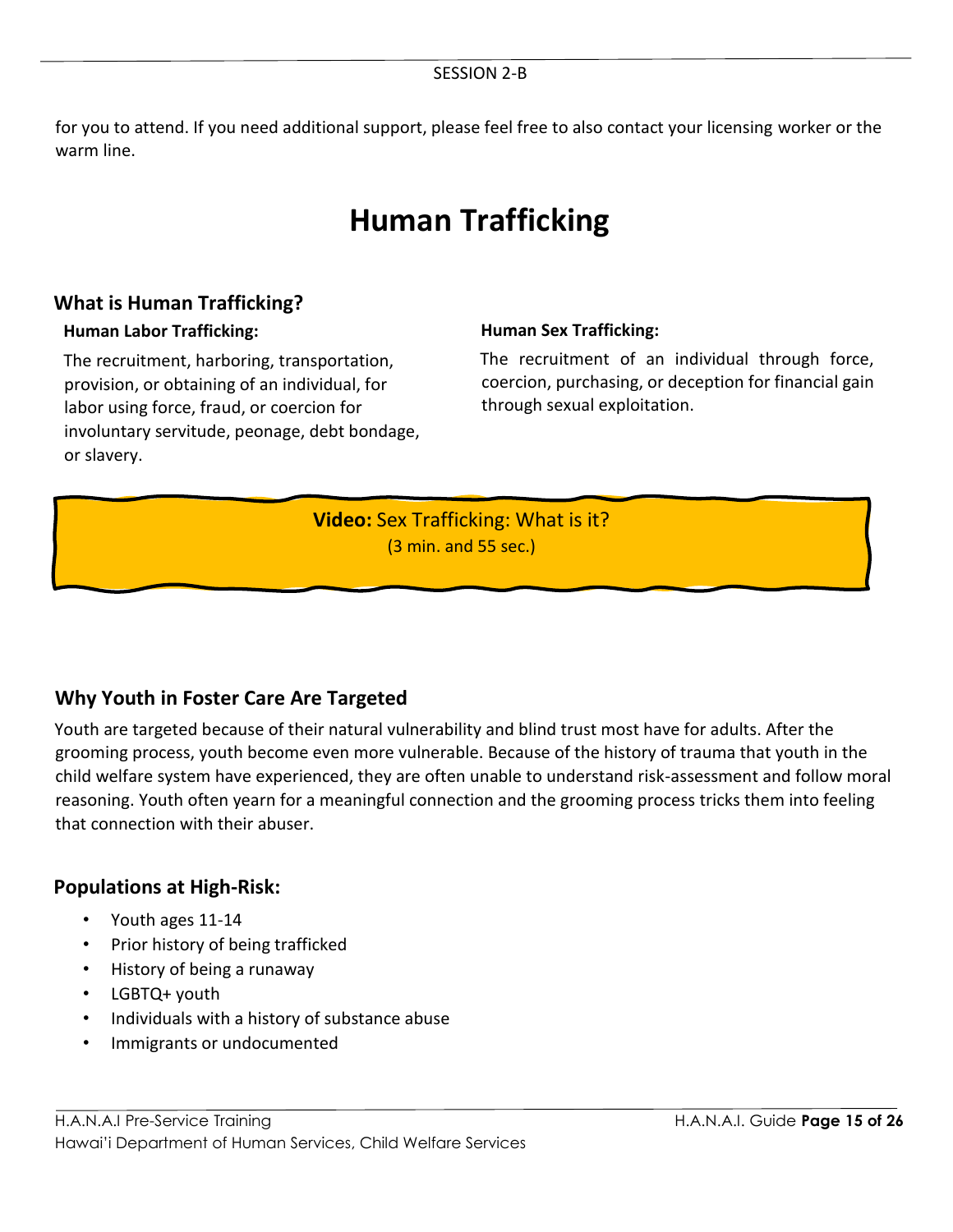for you to attend. If you need additional support, please feel free to also contact your licensing worker or the warm line.

# Human Trafficking

## What is Human Trafficking?

### Human Labor Trafficking:

The recruitment, harboring, transportation, provision, or obtaining of an individual, for labor using force, fraud, or coercion for involuntary servitude, peonage, debt bondage, or slavery.

### Human Sex Trafficking:

The recruitment of an individual through force, coercion, purchasing, or deception for financial gain through sexual exploitation.

**Video:** Sex Trafficking: What is it?
(3 min. and 55 sec.)

## Why Youth in Foster Care Are Targeted

Youth are targeted because of their natural vulnerability and blind trust most have for adults. After the grooming process, youth become even more vulnerable. Because of the history of trauma that youth in the child welfare system have experienced, they are often unable to understand risk-assessment and follow moral reasoning. Youth often yearn for a meaningful connection and the grooming process tricks them into feeling that connection with their abuser.

## Populations at High-Risk:

- Youth ages 11-14
- Prior history of being trafficked
- History of being a runaway
- LGBTQ+ youth
- Individuals with a history of substance abuse
- Immigrants or undocumented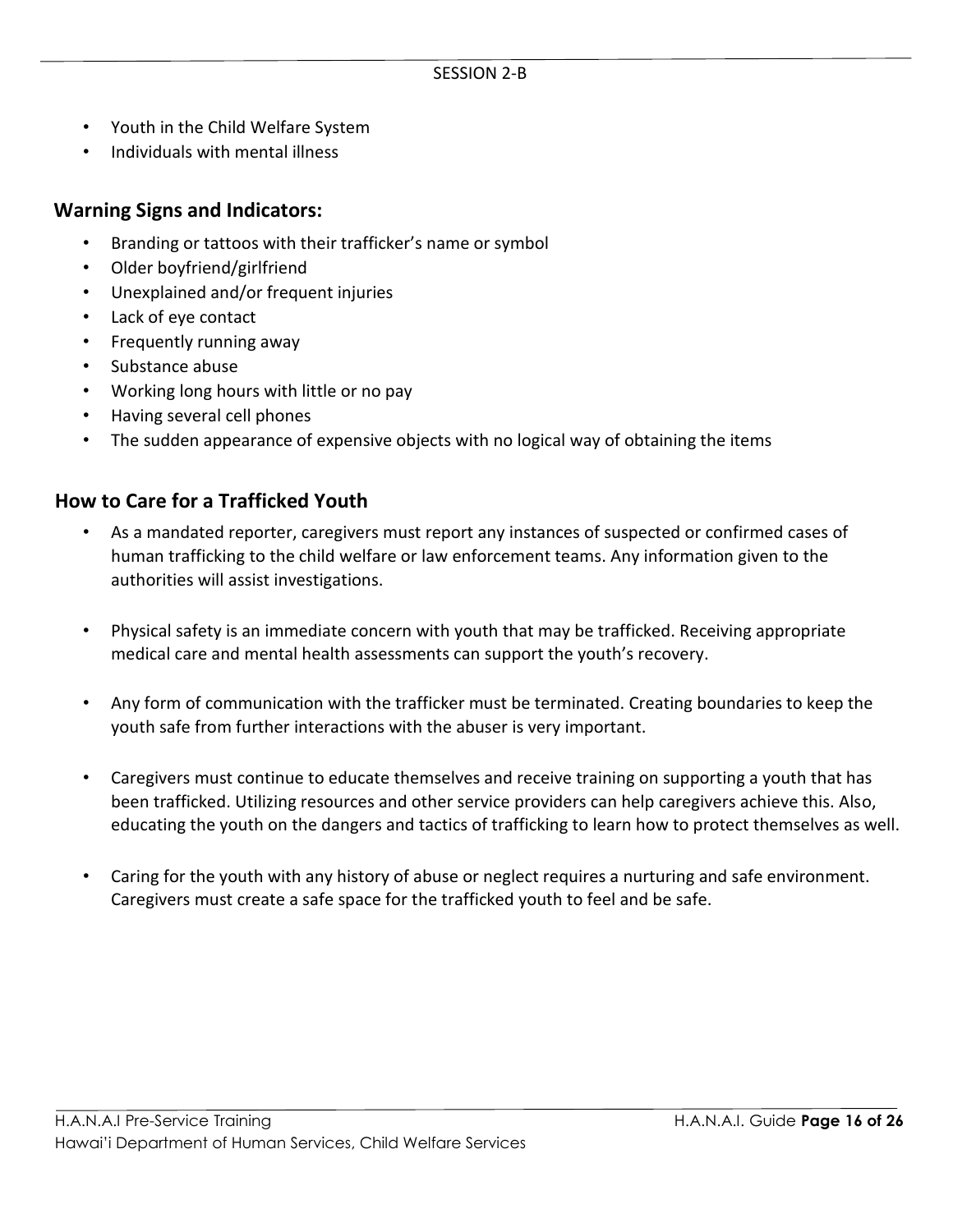- Youth in the Child Welfare System
- Individuals with mental illness

## Warning Signs and Indicators:

- Branding or tattoos with their trafficker's name or symbol
- Older boyfriend/girlfriend
- Unexplained and/or frequent injuries
- Lack of eye contact
- Frequently running away
- Substance abuse
- Working long hours with little or no pay
- Having several cell phones
- The sudden appearance of expensive objects with no logical way of obtaining the items

## How to Care for a Trafficked Youth

- As a mandated reporter, caregivers must report any instances of suspected or confirmed cases of human trafficking to the child welfare or law enforcement teams. Any information given to the authorities will assist investigations.

- Physical safety is an immediate concern with youth that may be trafficked. Receiving appropriate medical care and mental health assessments can support the youth's recovery.

- Any form of communication with the trafficker must be terminated. Creating boundaries to keep the youth safe from further interactions with the abuser is very important.

- Caregivers must continue to educate themselves and receive training on supporting a youth that has been trafficked. Utilizing resources and other service providers can help caregivers achieve this. Also, educating the youth on the dangers and tactics of trafficking to learn how to protect themselves as well.

- Caring for the youth with any history of abuse or neglect requires a nurturing and safe environment. Caregivers must create a safe space for the trafficked youth to feel and be safe.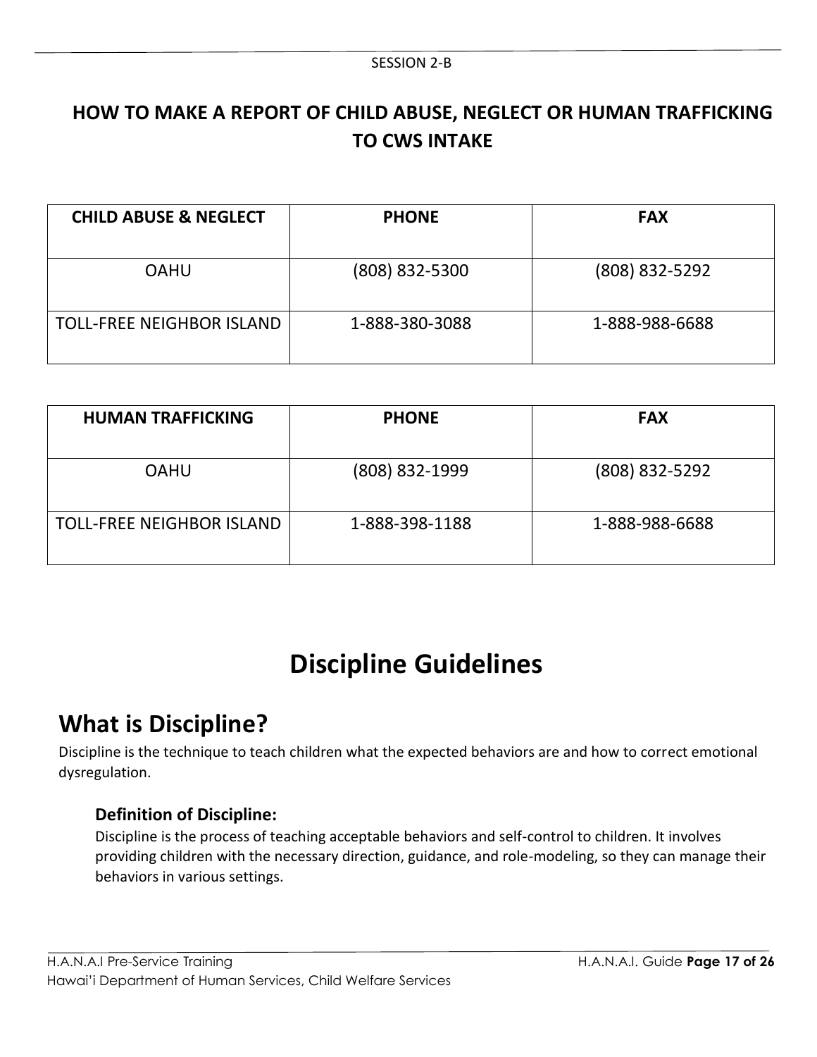## HOW TO MAKE A REPORT OF CHILD ABUSE, NEGLECT OR HUMAN TRAFFICKING TO CWS INTAKE

| CHILD ABUSE & NEGLECT | PHONE | FAX |
|---|---|---|
| OAHU | (808) 832-5300 | (808) 832-5292 |
| TOLL-FREE NEIGHBOR ISLAND | 1-888-380-3088 | 1-888-988-6688 |

| HUMAN TRAFFICKING | PHONE | FAX |
|---|---|---|
| OAHU | (808) 832-1999 | (808) 832-5292 |
| TOLL-FREE NEIGHBOR ISLAND | 1-888-398-1188 | 1-888-988-6688 |

# Discipline Guidelines

## What is Discipline?

Discipline is the technique to teach children what the expected behaviors are and how to correct emotional dysregulation.

### Definition of Discipline:

Discipline is the process of teaching acceptable behaviors and self-control to children. It involves providing children with the necessary direction, guidance, and role-modeling, so they can manage their behaviors in various settings.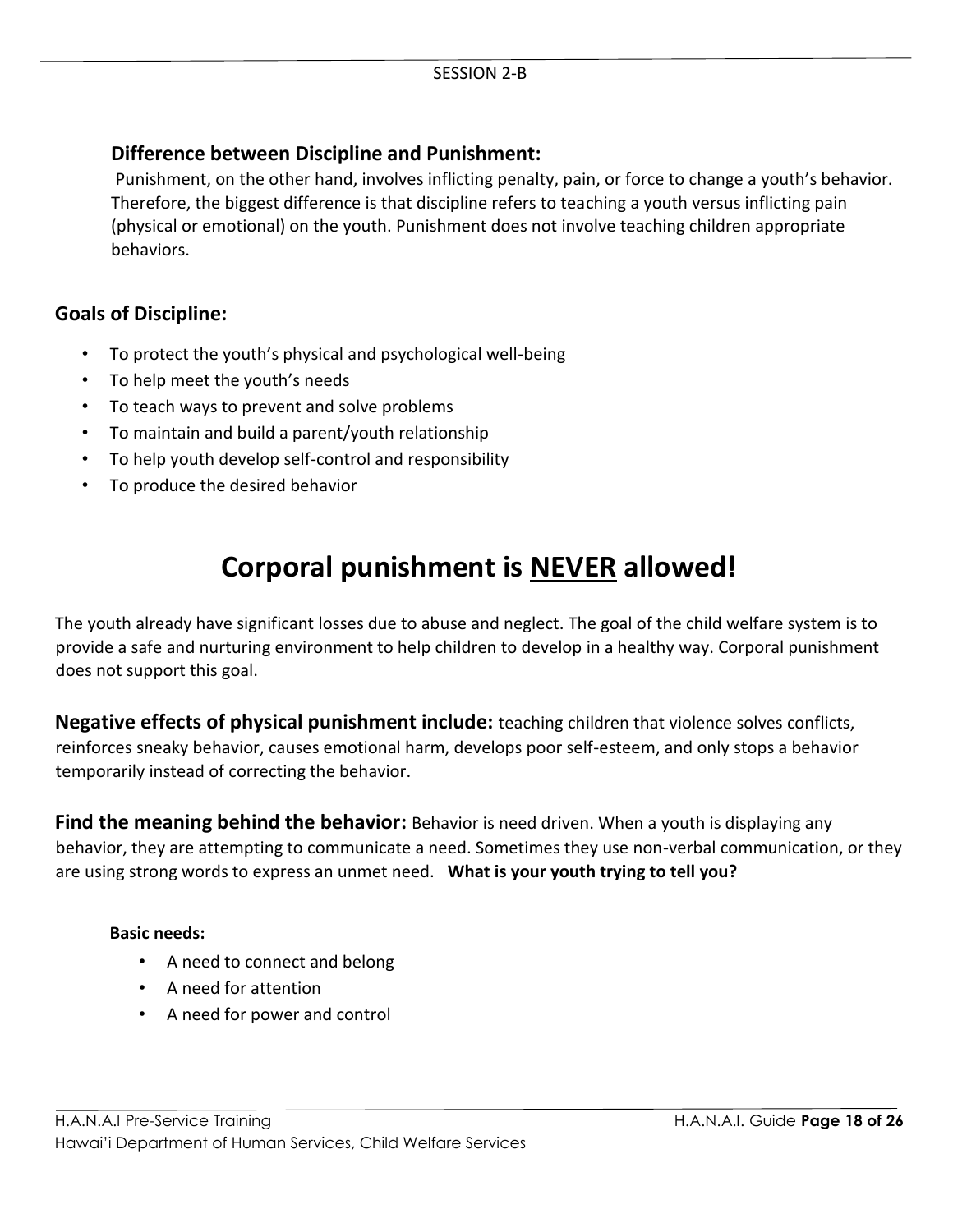### Difference between Discipline and Punishment:

Punishment, on the other hand, involves inflicting penalty, pain, or force to change a youth's behavior. Therefore, the biggest difference is that discipline refers to teaching a youth versus inflicting pain (physical or emotional) on the youth. Punishment does not involve teaching children appropriate behaviors.

### Goals of Discipline:

- To protect the youth's physical and psychological well-being
- To help meet the youth's needs
- To teach ways to prevent and solve problems
- To maintain and build a parent/youth relationship
- To help youth develop self-control and responsibility
- To produce the desired behavior

# Corporal punishment is <u>NEVER</u> allowed!

The youth already have significant losses due to abuse and neglect. The goal of the child welfare system is to provide a safe and nurturing environment to help children to develop in a healthy way. Corporal punishment does not support this goal.

**Negative effects of physical punishment include:** teaching children that violence solves conflicts, reinforces sneaky behavior, causes emotional harm, develops poor self-esteem, and only stops a behavior temporarily instead of correcting the behavior.

**Find the meaning behind the behavior:** Behavior is need driven. When a youth is displaying any behavior, they are attempting to communicate a need. Sometimes they use non-verbal communication, or they are using strong words to express an unmet need. **What is your youth trying to tell you?**

**Basic needs:**

- A need to connect and belong
- A need for attention
- A need for power and control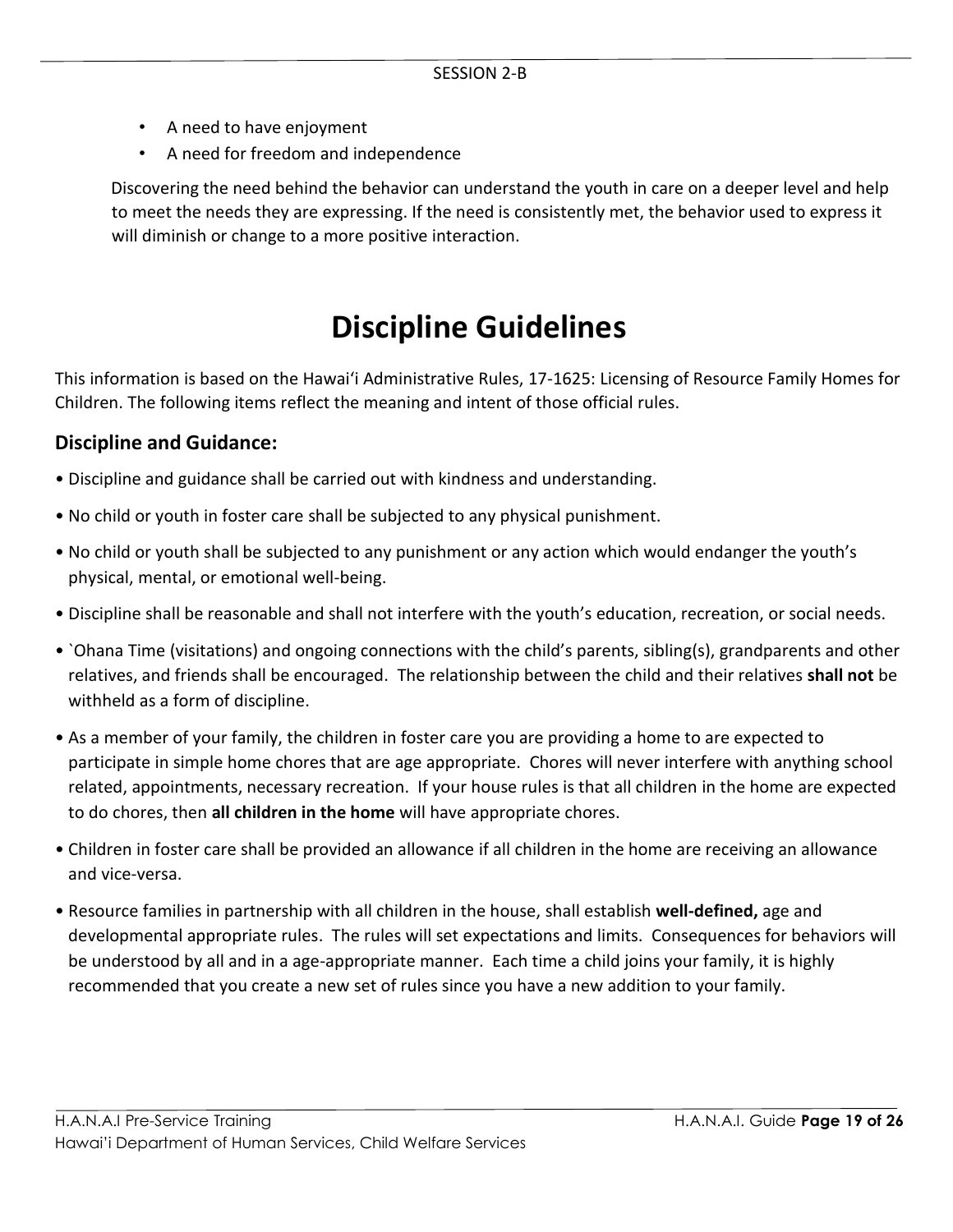- A need to have enjoyment
- A need for freedom and independence

Discovering the need behind the behavior can understand the youth in care on a deeper level and help to meet the needs they are expressing. If the need is consistently met, the behavior used to express it will diminish or change to a more positive interaction.

# Discipline Guidelines

This information is based on the Hawaiʻi Administrative Rules, 17-1625: Licensing of Resource Family Homes for Children. The following items reflect the meaning and intent of those official rules.

## Discipline and Guidance:

- Discipline and guidance shall be carried out with kindness and understanding.
- No child or youth in foster care shall be subjected to any physical punishment.
- No child or youth shall be subjected to any punishment or any action which would endanger the youth's physical, mental, or emotional well-being.
- Discipline shall be reasonable and shall not interfere with the youth's education, recreation, or social needs.
- \`Ohana Time (visitations) and ongoing connections with the child's parents, sibling(s), grandparents and other relatives, and friends shall be encouraged. The relationship between the child and their relatives **shall not** be withheld as a form of discipline.
- As a member of your family, the children in foster care you are providing a home to are expected to participate in simple home chores that are age appropriate. Chores will never interfere with anything school related, appointments, necessary recreation. If your house rules is that all children in the home are expected to do chores, then **all children in the home** will have appropriate chores.
- Children in foster care shall be provided an allowance if all children in the home are receiving an allowance and vice-versa.
- Resource families in partnership with all children in the house, shall establish **well-defined,** age and developmental appropriate rules. The rules will set expectations and limits. Consequences for behaviors will be understood by all and in a age-appropriate manner. Each time a child joins your family, it is highly recommended that you create a new set of rules since you have a new addition to your family.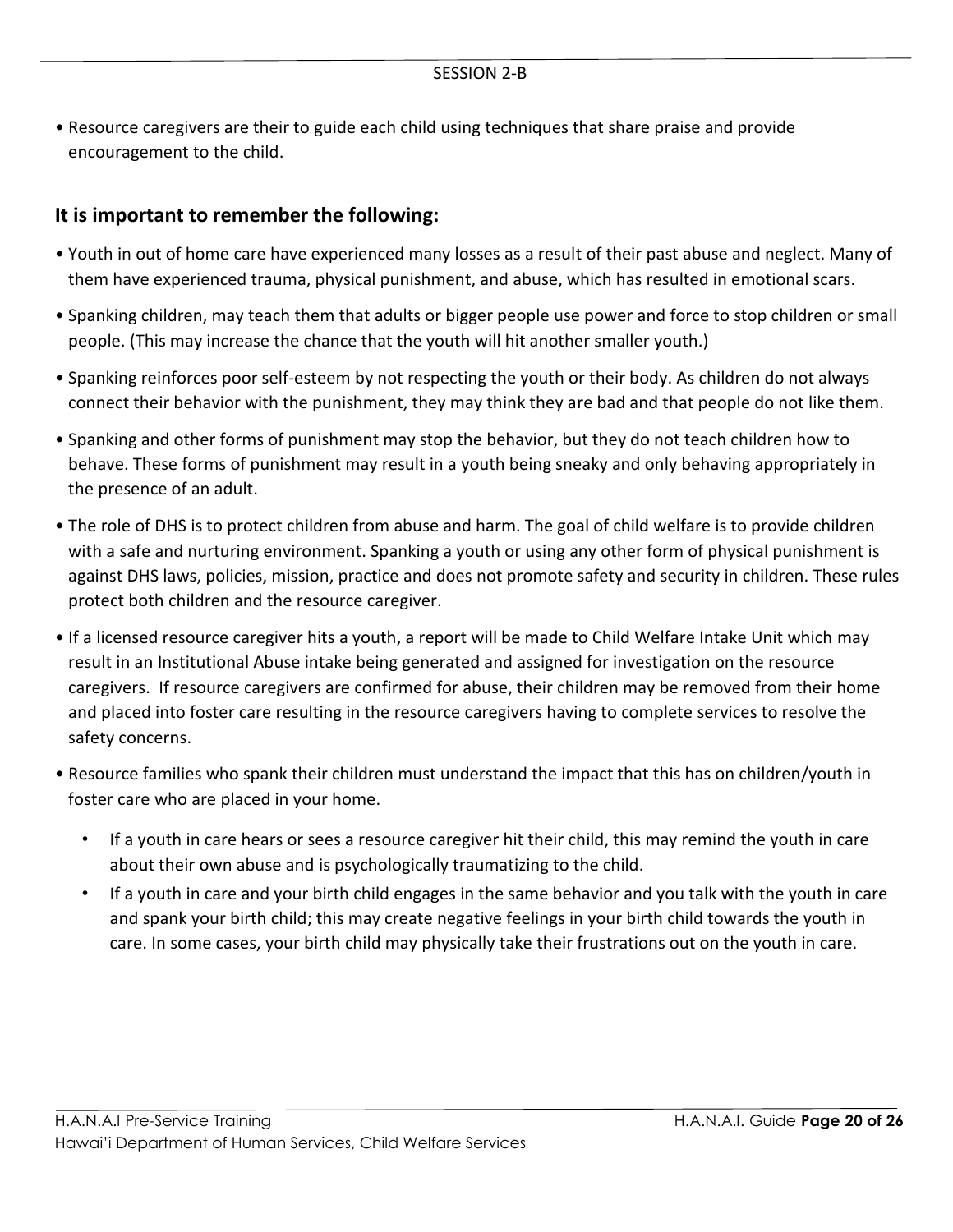- Resource caregivers are their to guide each child using techniques that share praise and provide encouragement to the child.

## It is important to remember the following:

- Youth in out of home care have experienced many losses as a result of their past abuse and neglect. Many of them have experienced trauma, physical punishment, and abuse, which has resulted in emotional scars.
- Spanking children, may teach them that adults or bigger people use power and force to stop children or small people. (This may increase the chance that the youth will hit another smaller youth.)
- Spanking reinforces poor self-esteem by not respecting the youth or their body. As children do not always connect their behavior with the punishment, they may think they are bad and that people do not like them.
- Spanking and other forms of punishment may stop the behavior, but they do not teach children how to behave. These forms of punishment may result in a youth being sneaky and only behaving appropriately in the presence of an adult.
- The role of DHS is to protect children from abuse and harm. The goal of child welfare is to provide children with a safe and nurturing environment. Spanking a youth or using any other form of physical punishment is against DHS laws, policies, mission, practice and does not promote safety and security in children. These rules protect both children and the resource caregiver.
- If a licensed resource caregiver hits a youth, a report will be made to Child Welfare Intake Unit which may result in an Institutional Abuse intake being generated and assigned for investigation on the resource caregivers. If resource caregivers are confirmed for abuse, their children may be removed from their home and placed into foster care resulting in the resource caregivers having to complete services to resolve the safety concerns.
- Resource families who spank their children must understand the impact that this has on children/youth in foster care who are placed in your home.
  - If a youth in care hears or sees a resource caregiver hit their child, this may remind the youth in care about their own abuse and is psychologically traumatizing to the child.
  - If a youth in care and your birth child engages in the same behavior and you talk with the youth in care and spank your birth child; this may create negative feelings in your birth child towards the youth in care. In some cases, your birth child may physically take their frustrations out on the youth in care.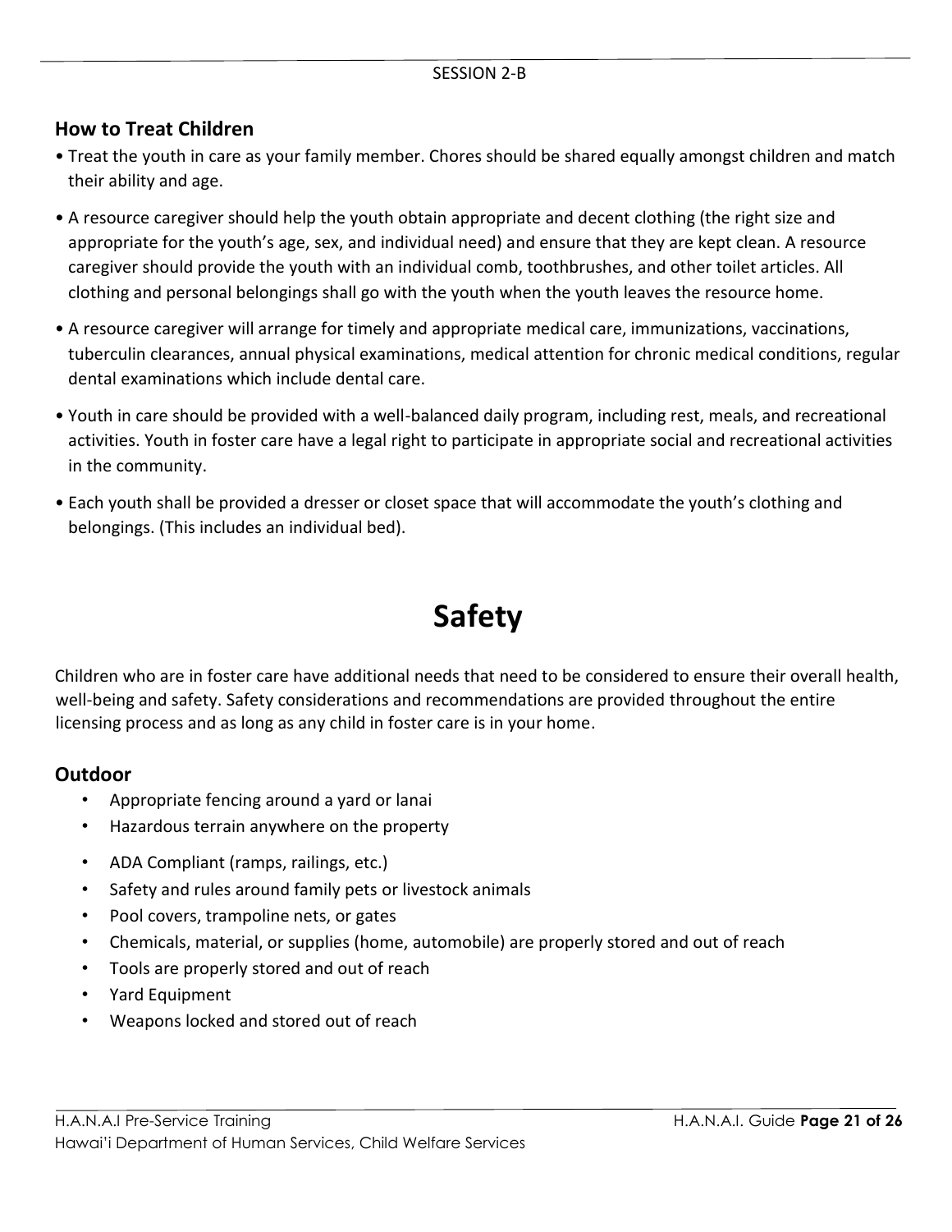## How to Treat Children

- Treat the youth in care as your family member. Chores should be shared equally amongst children and match their ability and age.
- A resource caregiver should help the youth obtain appropriate and decent clothing (the right size and appropriate for the youth's age, sex, and individual need) and ensure that they are kept clean. A resource caregiver should provide the youth with an individual comb, toothbrushes, and other toilet articles. All clothing and personal belongings shall go with the youth when the youth leaves the resource home.
- A resource caregiver will arrange for timely and appropriate medical care, immunizations, vaccinations, tuberculin clearances, annual physical examinations, medical attention for chronic medical conditions, regular dental examinations which include dental care.
- Youth in care should be provided with a well-balanced daily program, including rest, meals, and recreational activities. Youth in foster care have a legal right to participate in appropriate social and recreational activities in the community.
- Each youth shall be provided a dresser or closet space that will accommodate the youth's clothing and belongings. (This includes an individual bed).

# Safety

Children who are in foster care have additional needs that need to be considered to ensure their overall health, well-being and safety. Safety considerations and recommendations are provided throughout the entire licensing process and as long as any child in foster care is in your home.

## Outdoor

- Appropriate fencing around a yard or lanai
- Hazardous terrain anywhere on the property
- ADA Compliant (ramps, railings, etc.)
- Safety and rules around family pets or livestock animals
- Pool covers, trampoline nets, or gates
- Chemicals, material, or supplies (home, automobile) are properly stored and out of reach
- Tools are properly stored and out of reach
- Yard Equipment
- Weapons locked and stored out of reach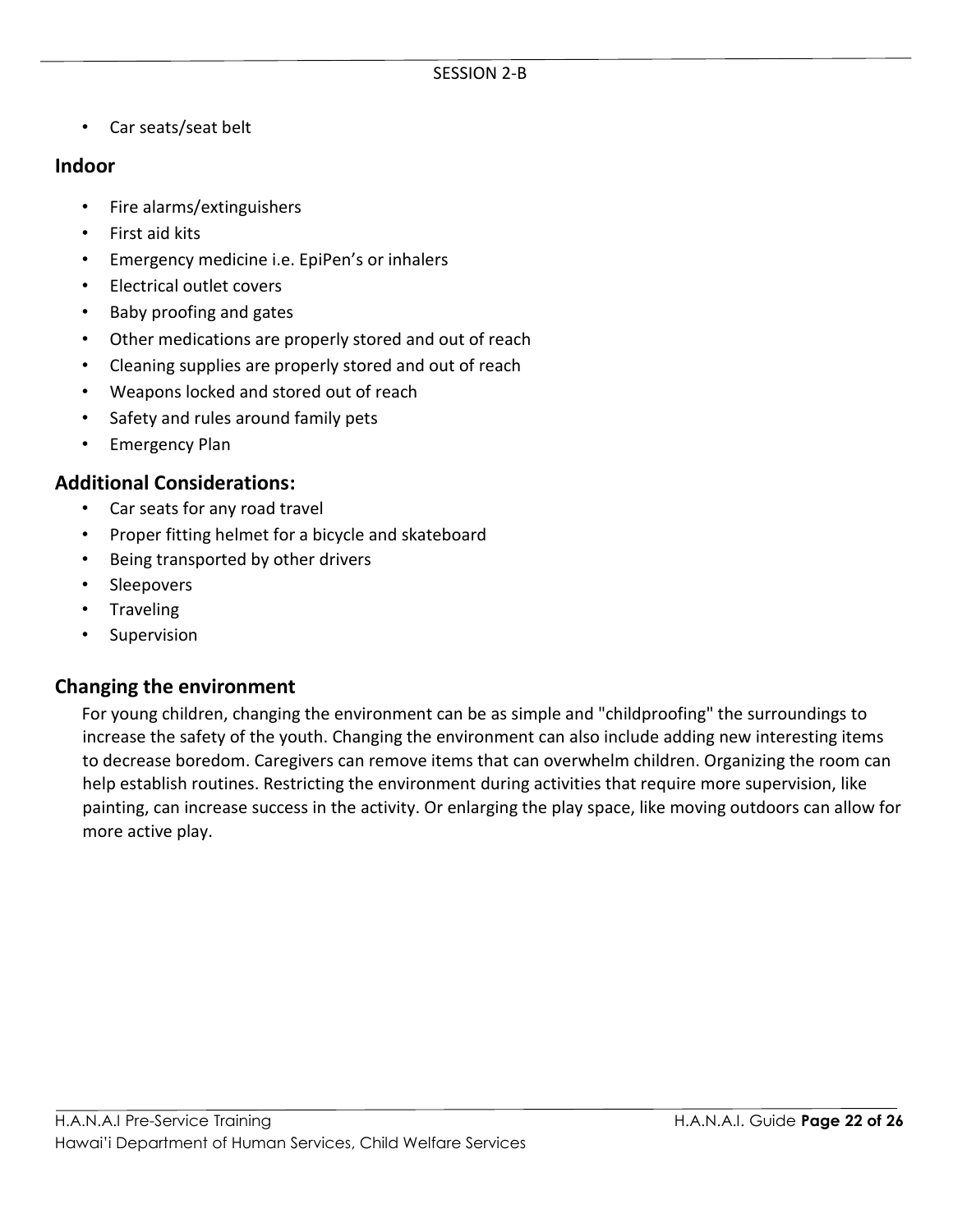- Car seats/seat belt

## Indoor

- Fire alarms/extinguishers
- First aid kits
- Emergency medicine i.e. EpiPen's or inhalers
- Electrical outlet covers
- Baby proofing and gates
- Other medications are properly stored and out of reach
- Cleaning supplies are properly stored and out of reach
- Weapons locked and stored out of reach
- Safety and rules around family pets
- Emergency Plan

## Additional Considerations:

- Car seats for any road travel
- Proper fitting helmet for a bicycle and skateboard
- Being transported by other drivers
- Sleepovers
- Traveling
- Supervision

## Changing the environment

For young children, changing the environment can be as simple and "childproofing" the surroundings to increase the safety of the youth. Changing the environment can also include adding new interesting items to decrease boredom. Caregivers can remove items that can overwhelm children. Organizing the room can help establish routines. Restricting the environment during activities that require more supervision, like painting, can increase success in the activity. Or enlarging the play space, like moving outdoors can allow for more active play.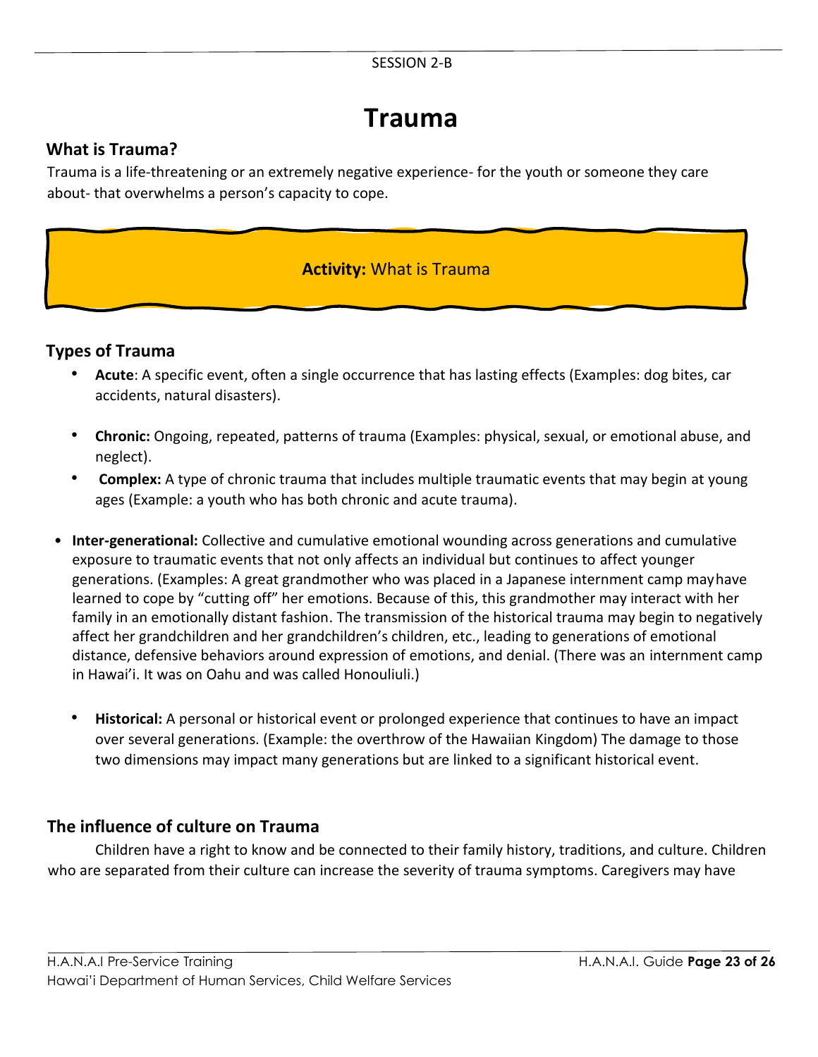SESSION 2-B

# Trauma

## What is Trauma?

Trauma is a life-threatening or an extremely negative experience- for the youth or someone they care about- that overwhelms a person's capacity to cope.

**Activity:** What is Trauma

## Types of Trauma

- **Acute**: A specific event, often a single occurrence that has lasting effects (Examples: dog bites, car accidents, natural disasters).
- **Chronic:** Ongoing, repeated, patterns of trauma (Examples: physical, sexual, or emotional abuse, and neglect).
- **Complex:** A type of chronic trauma that includes multiple traumatic events that may begin at young ages (Example: a youth who has both chronic and acute trauma).
- **Inter-generational:** Collective and cumulative emotional wounding across generations and cumulative exposure to traumatic events that not only affects an individual but continues to affect younger generations. (Examples: A great grandmother who was placed in a Japanese internment camp may have learned to cope by "cutting off" her emotions. Because of this, this grandmother may interact with her family in an emotionally distant fashion. The transmission of the historical trauma may begin to negatively affect her grandchildren and her grandchildren's children, etc., leading to generations of emotional distance, defensive behaviors around expression of emotions, and denial. (There was an internment camp in Hawai'i. It was on Oahu and was called Honouliuli.)
- **Historical:** A personal or historical event or prolonged experience that continues to have an impact over several generations. (Example: the overthrow of the Hawaiian Kingdom) The damage to those two dimensions may impact many generations but are linked to a significant historical event.

## The influence of culture on Trauma

Children have a right to know and be connected to their family history, traditions, and culture. Children who are separated from their culture can increase the severity of trauma symptoms. Caregivers may have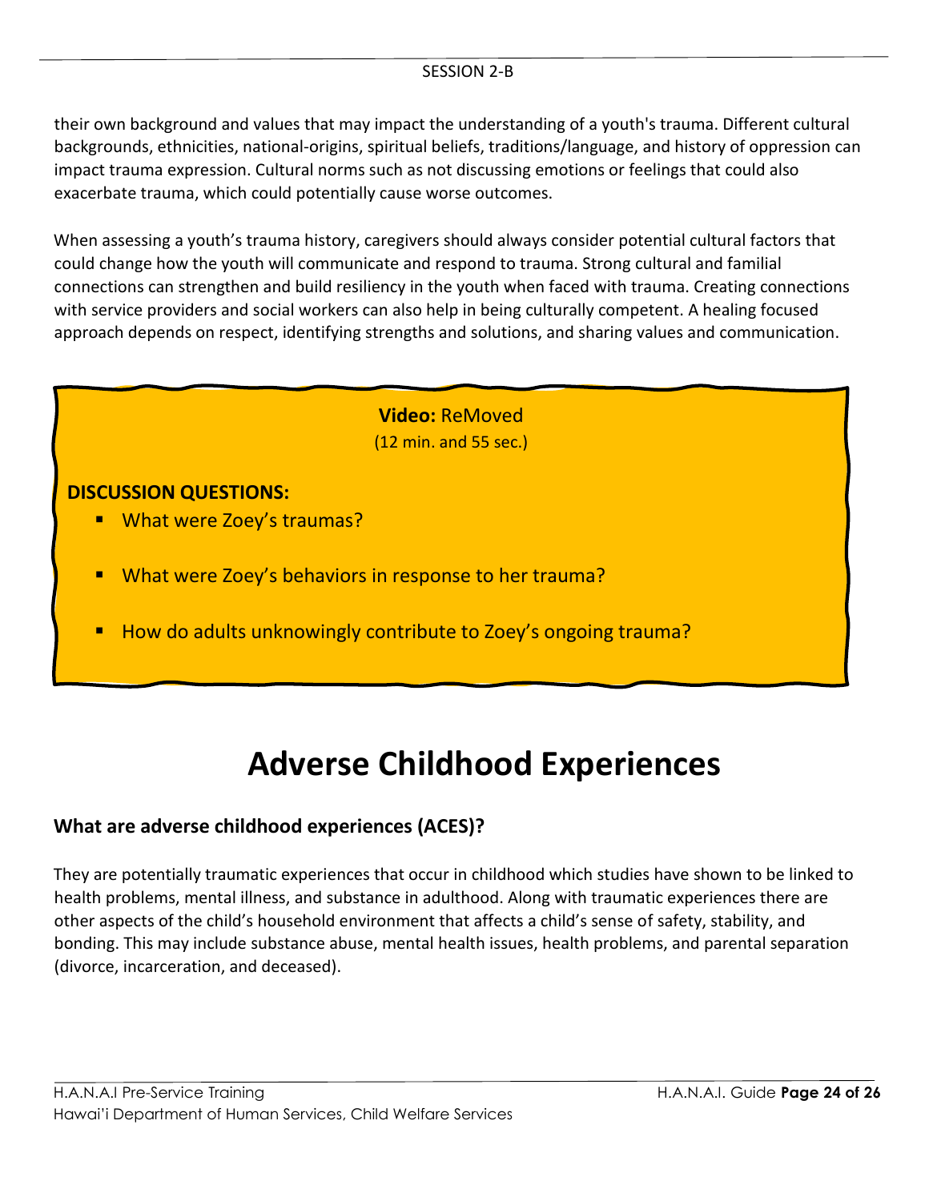their own background and values that may impact the understanding of a youth's trauma. Different cultural backgrounds, ethnicities, national-origins, spiritual beliefs, traditions/language, and history of oppression can impact trauma expression. Cultural norms such as not discussing emotions or feelings that could also exacerbate trauma, which could potentially cause worse outcomes.

When assessing a youth's trauma history, caregivers should always consider potential cultural factors that could change how the youth will communicate and respond to trauma. Strong cultural and familial connections can strengthen and build resiliency in the youth when faced with trauma. Creating connections with service providers and social workers can also help in being culturally competent. A healing focused approach depends on respect, identifying strengths and solutions, and sharing values and communication.

**Video:** ReMoved
(12 min. and 55 sec.)

**DISCUSSION QUESTIONS:**

- What were Zoey's traumas?
- What were Zoey's behaviors in response to her trauma?
- How do adults unknowingly contribute to Zoey's ongoing trauma?

# Adverse Childhood Experiences

## What are adverse childhood experiences (ACES)?

They are potentially traumatic experiences that occur in childhood which studies have shown to be linked to health problems, mental illness, and substance in adulthood. Along with traumatic experiences there are other aspects of the child's household environment that affects a child's sense of safety, stability, and bonding. This may include substance abuse, mental health issues, health problems, and parental separation (divorce, incarceration, and deceased).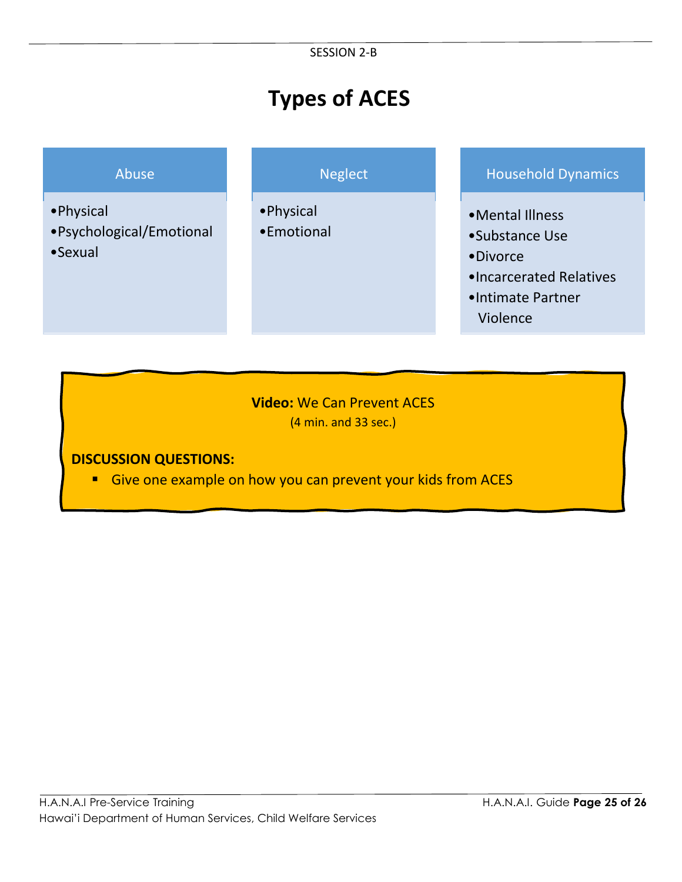SESSION 2-B

# Types of ACES

| Abuse | Neglect | Household Dynamics |
|---|---|---|
| •Physical<br>•Psychological/Emotional<br>•Sexual | •Physical<br>•Emotional | •Mental Illness<br>•Substance Use<br>•Divorce<br>•Incarcerated Relatives<br>•Intimate Partner Violence |

**Video:** We Can Prevent ACES
(4 min. and 33 sec.)

**DISCUSSION QUESTIONS:**

- Give one example on how you can prevent your kids from ACES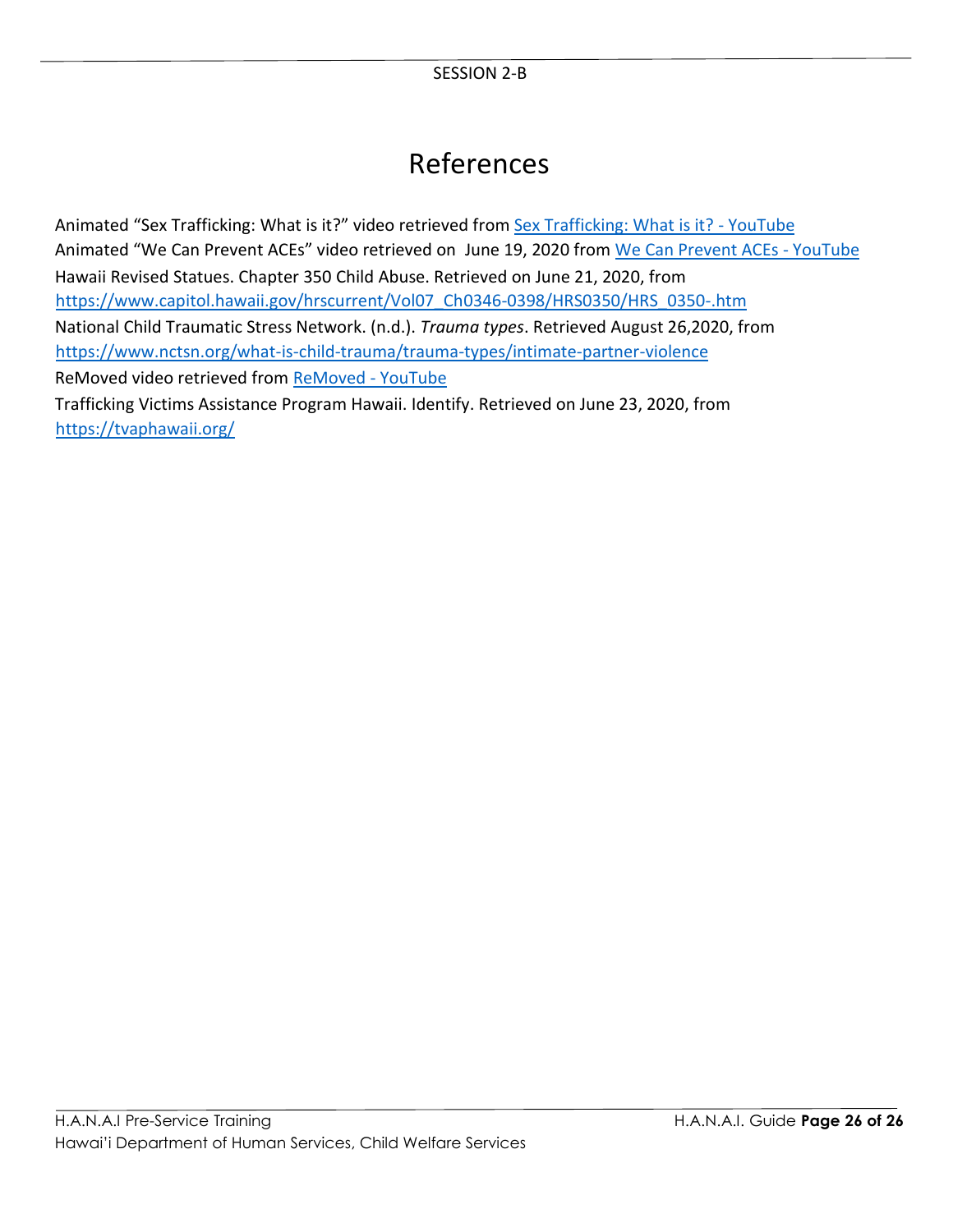# References

Animated "Sex Trafficking: What is it?" video retrieved from [Sex Trafficking: What is it? - YouTube]

Animated "We Can Prevent ACEs" video retrieved on June 19, 2020 from [We Can Prevent ACEs - YouTube]

Hawaii Revised Statues. Chapter 350 Child Abuse. Retrieved on June 21, 2020, from https://www.capitol.hawaii.gov/hrscurrent/Vol07_Ch0346-0398/HRS0350/HRS_0350-.htm

National Child Traumatic Stress Network. (n.d.). *Trauma types*. Retrieved August 26,2020, from https://www.nctsn.org/what-is-child-trauma/trauma-types/intimate-partner-violence

ReMoved video retrieved from [ReMoved - YouTube]

Trafficking Victims Assistance Program Hawaii. Identify. Retrieved on June 23, 2020, from https://tvaphawaii.org/